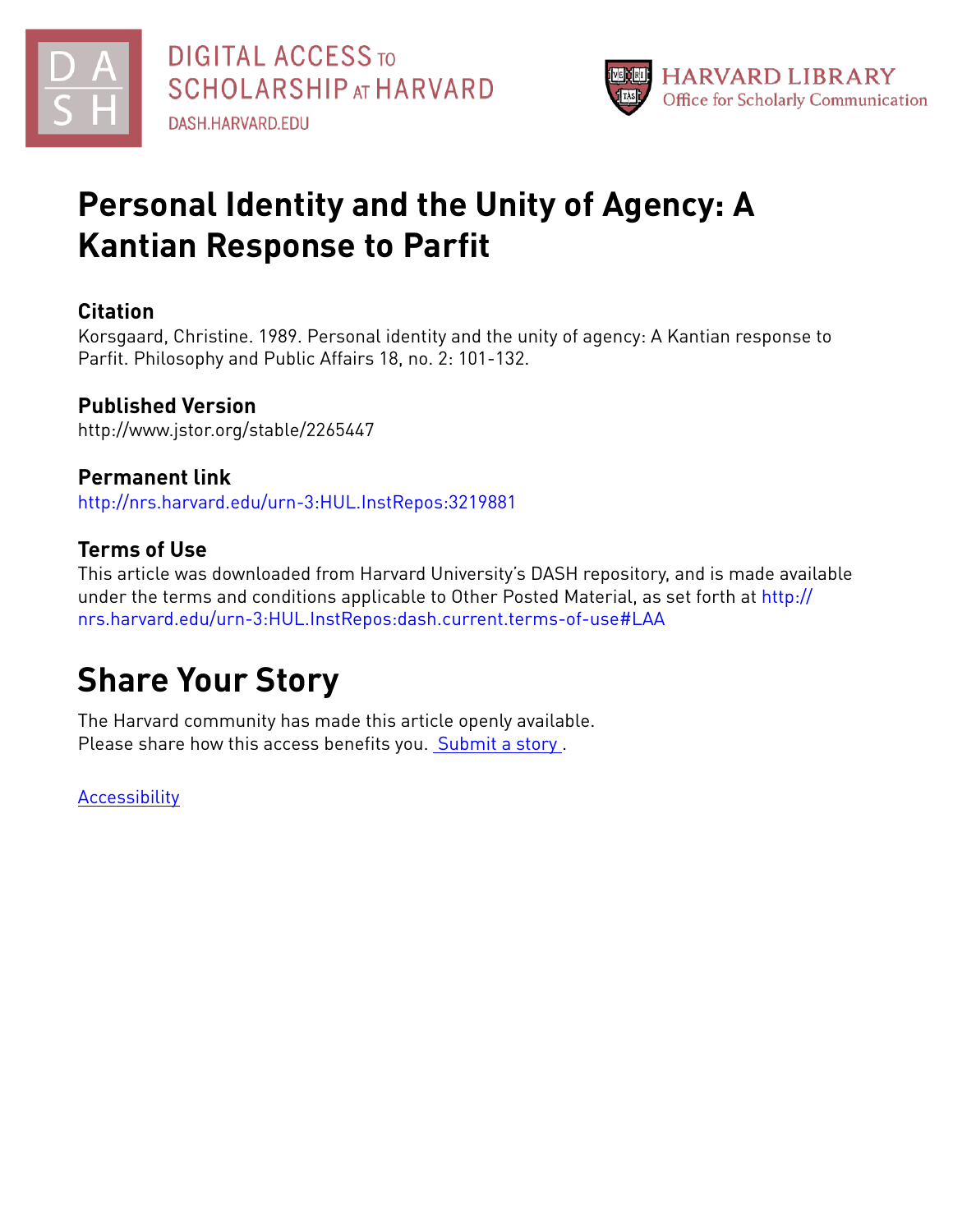# Personal Identity and the Unity of Agency: A Kantian Response to Parfit

## Citation

Korsgaard, Christine. 1989. Personal identity and the unity of agency: A Kantian response to Parfit. Philosophy and Public Affairs 18, no. 2: 101-132.

## Published Version

http://www.jstor.org/stable/2265447

## Permanent link

http://nrs.harvard.edu/urn-3:HUL.InstRepos:3219881

## Terms of Use

This article was downloaded from Harvard University's DASH repository, and is made available under the terms and conditions applicable to Other Posted Material, as set forth at http://nrs.harvard.edu/urn-3:HUL.InstRepos:dash.current.terms-of-use#LAA

# Share Your Story

The Harvard community has made this article openly available.
Please share how this access benefits you. Submit a story .

Accessibility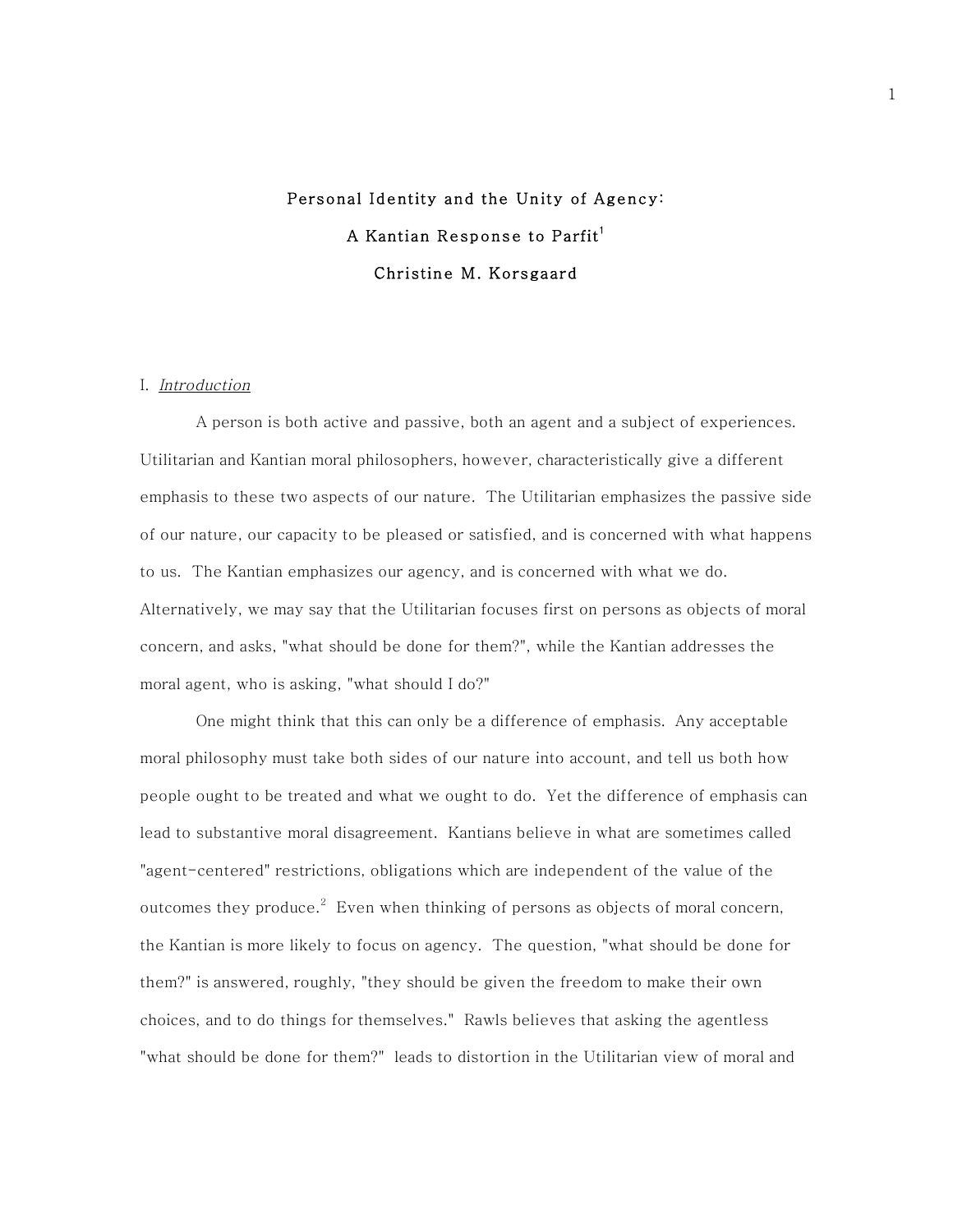# Personal Identity and the Unity of Agency: A Kantian Response to Parfit[1]

**Christine M. Korsgaard**

## I. *Introduction*

A person is both active and passive, both an agent and a subject of experiences. Utilitarian and Kantian moral philosophers, however, characteristically give a different emphasis to these two aspects of our nature. The Utilitarian emphasizes the passive side of our nature, our capacity to be pleased or satisfied, and is concerned with what happens to us. The Kantian emphasizes our agency, and is concerned with what we do. Alternatively, we may say that the Utilitarian focuses first on persons as objects of moral concern, and asks, "what should be done for them?", while the Kantian addresses the moral agent, who is asking, "what should I do?"

One might think that this can only be a difference of emphasis. Any acceptable moral philosophy must take both sides of our nature into account, and tell us both how people ought to be treated and what we ought to do. Yet the difference of emphasis can lead to substantive moral disagreement. Kantians believe in what are sometimes called "agent-centered" restrictions, obligations which are independent of the value of the outcomes they produce.[2] Even when thinking of persons as objects of moral concern, the Kantian is more likely to focus on agency. The question, "what should be done for them?" is answered, roughly, "they should be given the freedom to make their own choices, and to do things for themselves." Rawls believes that asking the agentless "what should be done for them?" leads to distortion in the Utilitarian view of moral and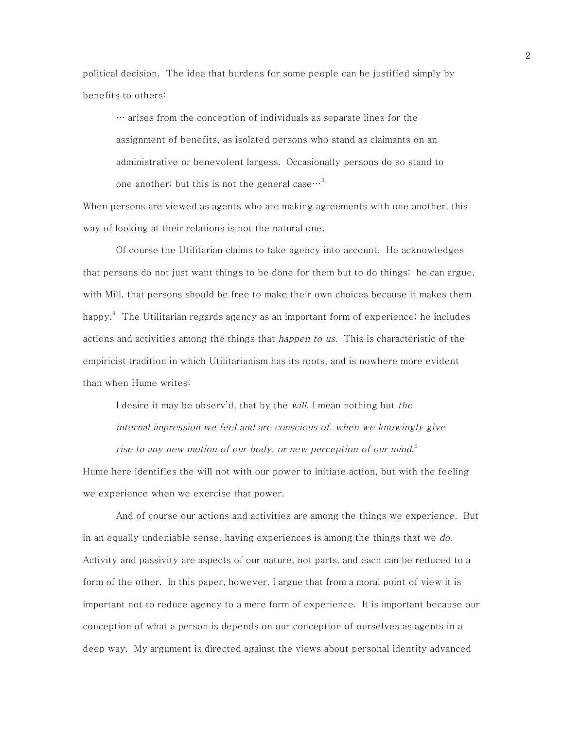political decision. The idea that burdens for some people can be justified simply by benefits to others:

> … arises from the conception of individuals as separate lines for the assignment of benefits, as isolated persons who stand as claimants on an administrative or benevolent largess. Occasionally persons do so stand to one another; but this is not the general case…[3]

When persons are viewed as agents who are making agreements with one another, this way of looking at their relations is not the natural one.

Of course the Utilitarian claims to take agency into account. He acknowledges that persons do not just want things to be done for them but to do things; he can argue, with Mill, that persons should be free to make their own choices because it makes them happy.[4] The Utilitarian regards agency as an important form of experience; he includes actions and activities among the things that *happen to us*. This is characteristic of the empiricist tradition in which Utilitarianism has its roots, and is nowhere more evident than when Hume writes:

> I desire it may be observ'd, that by the *will*, I mean nothing but *the internal impression we feel and are conscious of, when we knowingly give rise to any new motion of our body, or new perception of our mind*.[5]

Hume here identifies the will not with our power to initiate action, but with the feeling we experience when we exercise that power.

And of course our actions and activities are among the things we experience. But in an equally undeniable sense, having experiences is among the things that we *do*. Activity and passivity are aspects of our nature, not parts, and each can be reduced to a form of the other. In this paper, however, I argue that from a moral point of view it is important not to reduce agency to a mere form of experience. It is important because our conception of what a person is depends on our conception of ourselves as agents in a deep way. My argument is directed against the views about personal identity advanced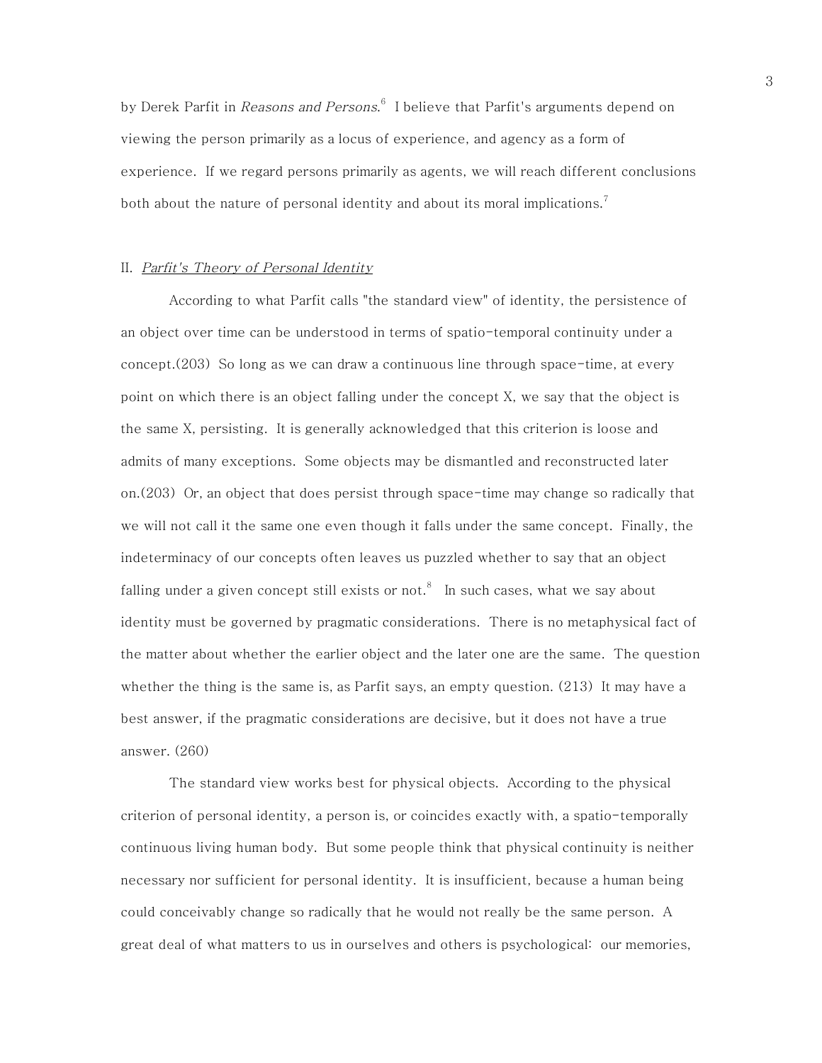by Derek Parfit in *Reasons and Persons*.[6] I believe that Parfit's arguments depend on viewing the person primarily as a locus of experience, and agency as a form of experience. If we regard persons primarily as agents, we will reach different conclusions both about the nature of personal identity and about its moral implications.[7]

## II. *Parfit's Theory of Personal Identity*

According to what Parfit calls "the standard view" of identity, the persistence of an object over time can be understood in terms of spatio-temporal continuity under a concept.(203) So long as we can draw a continuous line through space-time, at every point on which there is an object falling under the concept X, we say that the object is the same X, persisting. It is generally acknowledged that this criterion is loose and admits of many exceptions. Some objects may be dismantled and reconstructed later on.(203) Or, an object that does persist through space-time may change so radically that we will not call it the same one even though it falls under the same concept. Finally, the indeterminacy of our concepts often leaves us puzzled whether to say that an object falling under a given concept still exists or not.[8] In such cases, what we say about identity must be governed by pragmatic considerations. There is no metaphysical fact of the matter about whether the earlier object and the later one are the same. The question whether the thing is the same is, as Parfit says, an empty question. (213) It may have a best answer, if the pragmatic considerations are decisive, but it does not have a true answer. (260)

The standard view works best for physical objects. According to the physical criterion of personal identity, a person is, or coincides exactly with, a spatio-temporally continuous living human body. But some people think that physical continuity is neither necessary nor sufficient for personal identity. It is insufficient, because a human being could conceivably change so radically that he would not really be the same person. A great deal of what matters to us in ourselves and others is psychological: our memories,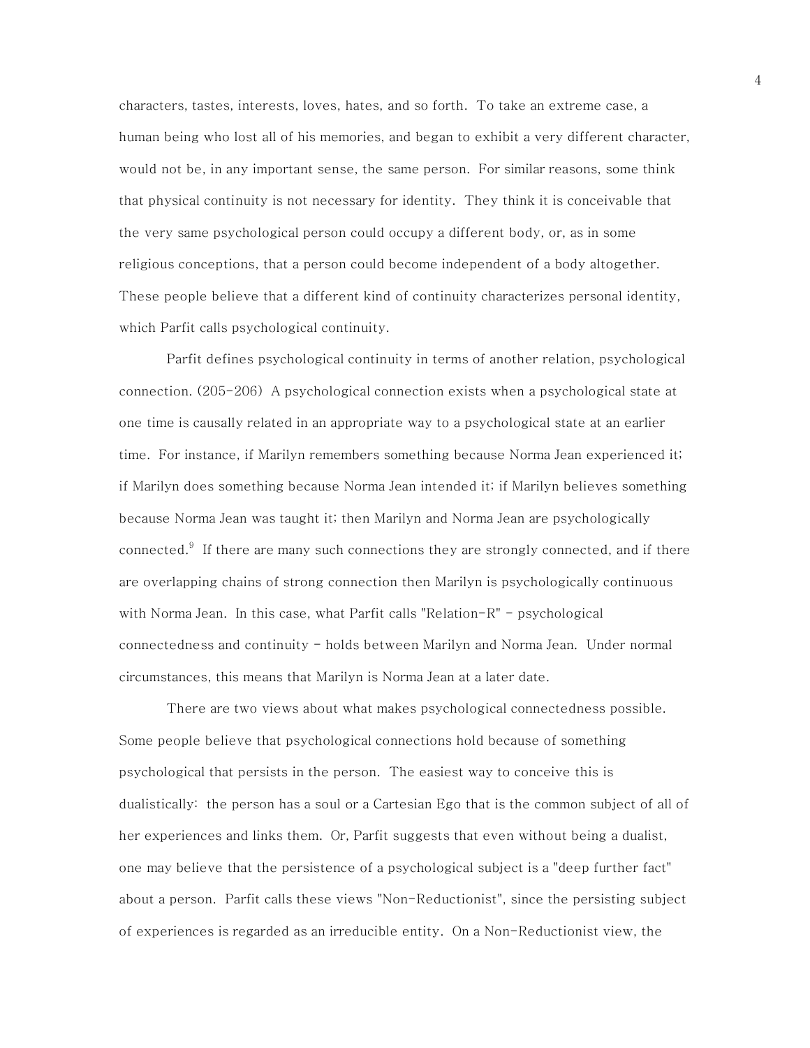characters, tastes, interests, loves, hates, and so forth. To take an extreme case, a human being who lost all of his memories, and began to exhibit a very different character, would not be, in any important sense, the same person. For similar reasons, some think that physical continuity is not necessary for identity. They think it is conceivable that the very same psychological person could occupy a different body, or, as in some religious conceptions, that a person could become independent of a body altogether. These people believe that a different kind of continuity characterizes personal identity, which Parfit calls psychological continuity.

Parfit defines psychological continuity in terms of another relation, psychological connection. (205-206) A psychological connection exists when a psychological state at one time is causally related in an appropriate way to a psychological state at an earlier time. For instance, if Marilyn remembers something because Norma Jean experienced it; if Marilyn does something because Norma Jean intended it; if Marilyn believes something because Norma Jean was taught it; then Marilyn and Norma Jean are psychologically connected.[9] If there are many such connections they are strongly connected, and if there are overlapping chains of strong connection then Marilyn is psychologically continuous with Norma Jean. In this case, what Parfit calls "Relation-R" - psychological connectedness and continuity - holds between Marilyn and Norma Jean. Under normal circumstances, this means that Marilyn is Norma Jean at a later date.

There are two views about what makes psychological connectedness possible. Some people believe that psychological connections hold because of something psychological that persists in the person. The easiest way to conceive this is dualistically: the person has a soul or a Cartesian Ego that is the common subject of all of her experiences and links them. Or, Parfit suggests that even without being a dualist, one may believe that the persistence of a psychological subject is a "deep further fact" about a person. Parfit calls these views "Non-Reductionist", since the persisting subject of experiences is regarded as an irreducible entity. On a Non-Reductionist view, the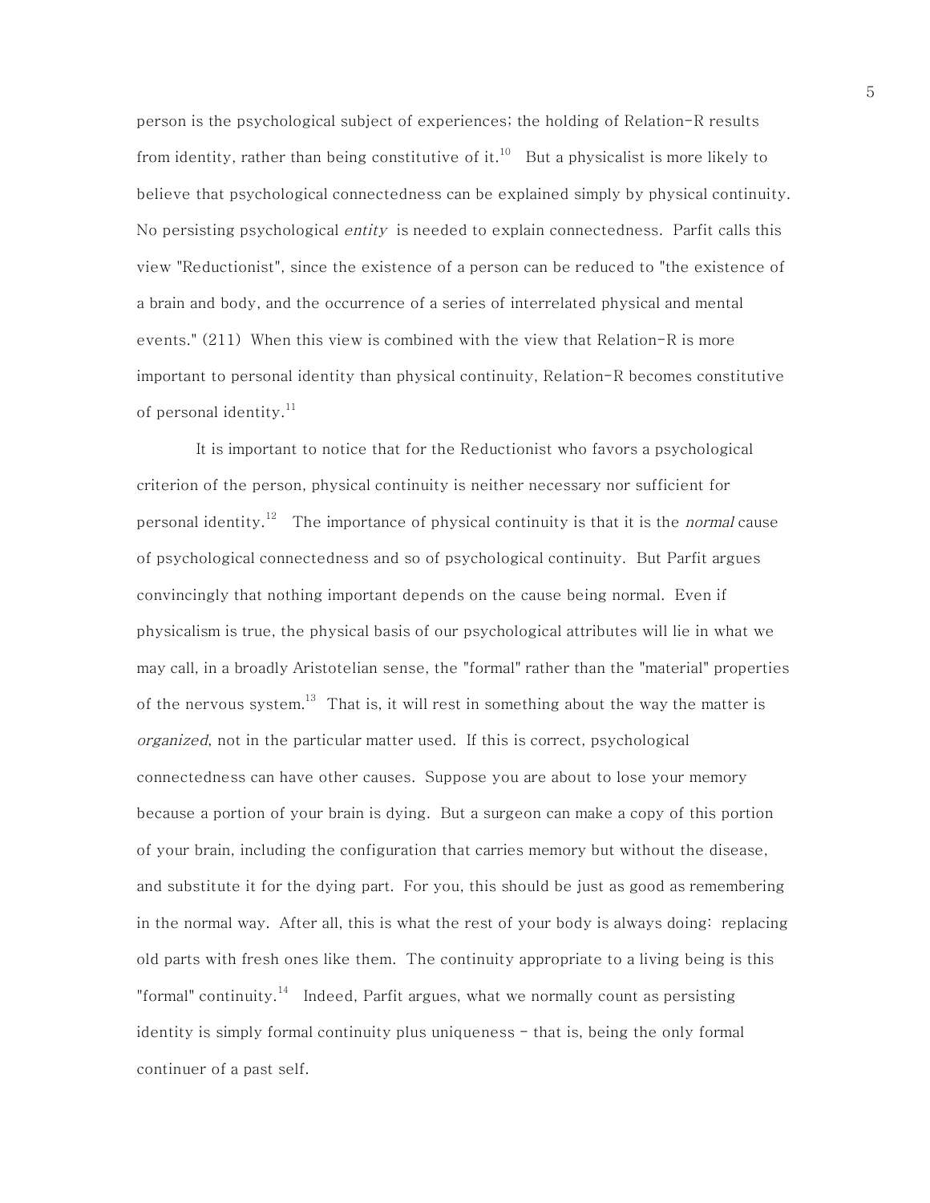person is the psychological subject of experiences; the holding of Relation-R results from identity, rather than being constitutive of it.[10] But a physicalist is more likely to believe that psychological connectedness can be explained simply by physical continuity. No persisting psychological *entity* is needed to explain connectedness. Parfit calls this view "Reductionist", since the existence of a person can be reduced to "the existence of a brain and body, and the occurrence of a series of interrelated physical and mental events." (211) When this view is combined with the view that Relation-R is more important to personal identity than physical continuity, Relation-R becomes constitutive of personal identity.[11]

It is important to notice that for the Reductionist who favors a psychological criterion of the person, physical continuity is neither necessary nor sufficient for personal identity.[12] The importance of physical continuity is that it is the *normal* cause of psychological connectedness and so of psychological continuity. But Parfit argues convincingly that nothing important depends on the cause being normal. Even if physicalism is true, the physical basis of our psychological attributes will lie in what we may call, in a broadly Aristotelian sense, the "formal" rather than the "material" properties of the nervous system.[13] That is, it will rest in something about the way the matter is *organized*, not in the particular matter used. If this is correct, psychological connectedness can have other causes. Suppose you are about to lose your memory because a portion of your brain is dying. But a surgeon can make a copy of this portion of your brain, including the configuration that carries memory but without the disease, and substitute it for the dying part. For you, this should be just as good as remembering in the normal way. After all, this is what the rest of your body is always doing: replacing old parts with fresh ones like them. The continuity appropriate to a living being is this "formal" continuity.[14] Indeed, Parfit argues, what we normally count as persisting identity is simply formal continuity plus uniqueness - that is, being the only formal continuer of a past self.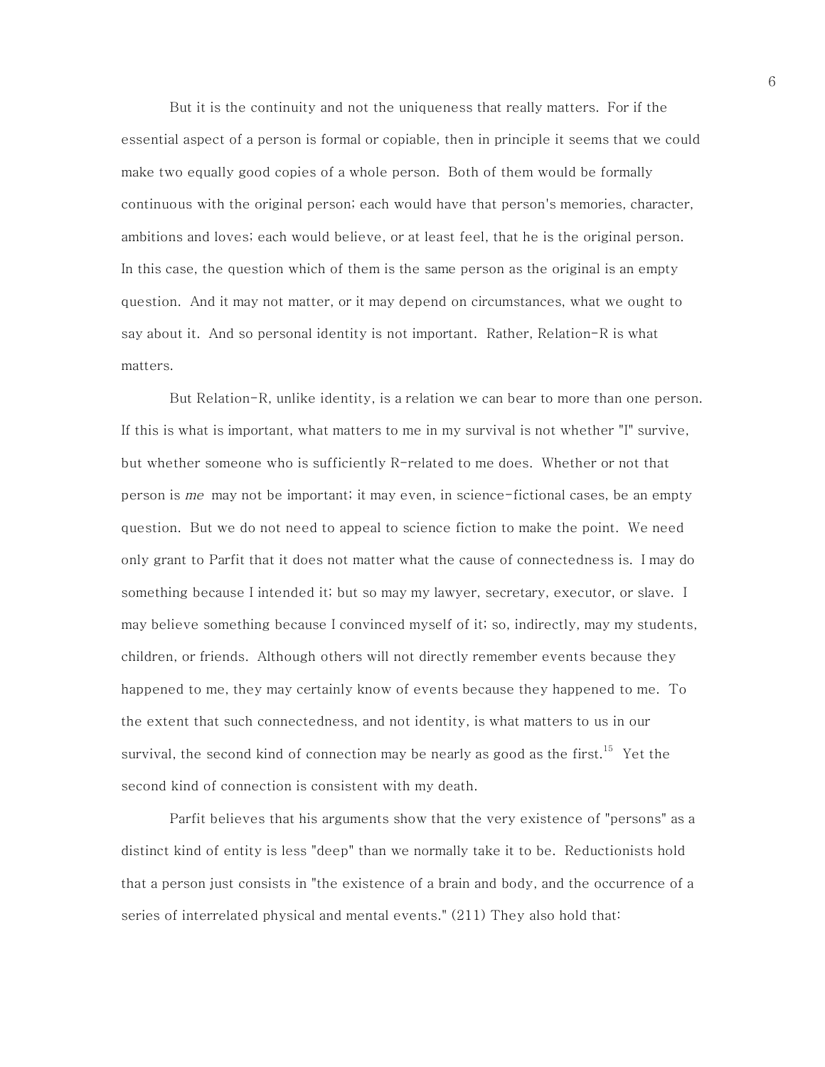But it is the continuity and not the uniqueness that really matters. For if the essential aspect of a person is formal or copiable, then in principle it seems that we could make two equally good copies of a whole person. Both of them would be formally continuous with the original person; each would have that person's memories, character, ambitions and loves; each would believe, or at least feel, that he is the original person. In this case, the question which of them is the same person as the original is an empty question. And it may not matter, or it may depend on circumstances, what we ought to say about it. And so personal identity is not important. Rather, Relation-R is what matters.

But Relation-R, unlike identity, is a relation we can bear to more than one person. If this is what is important, what matters to me in my survival is not whether "I" survive, but whether someone who is sufficiently R-related to me does. Whether or not that person is *me* may not be important; it may even, in science-fictional cases, be an empty question. But we do not need to appeal to science fiction to make the point. We need only grant to Parfit that it does not matter what the cause of connectedness is. I may do something because I intended it; but so may my lawyer, secretary, executor, or slave. I may believe something because I convinced myself of it; so, indirectly, may my students, children, or friends. Although others will not directly remember events because they happened to me, they may certainly know of events because they happened to me. To the extent that such connectedness, and not identity, is what matters to us in our survival, the second kind of connection may be nearly as good as the first.[15] Yet the second kind of connection is consistent with my death.

Parfit believes that his arguments show that the very existence of "persons" as a distinct kind of entity is less "deep" than we normally take it to be. Reductionists hold that a person just consists in "the existence of a brain and body, and the occurrence of a series of interrelated physical and mental events." (211) They also hold that: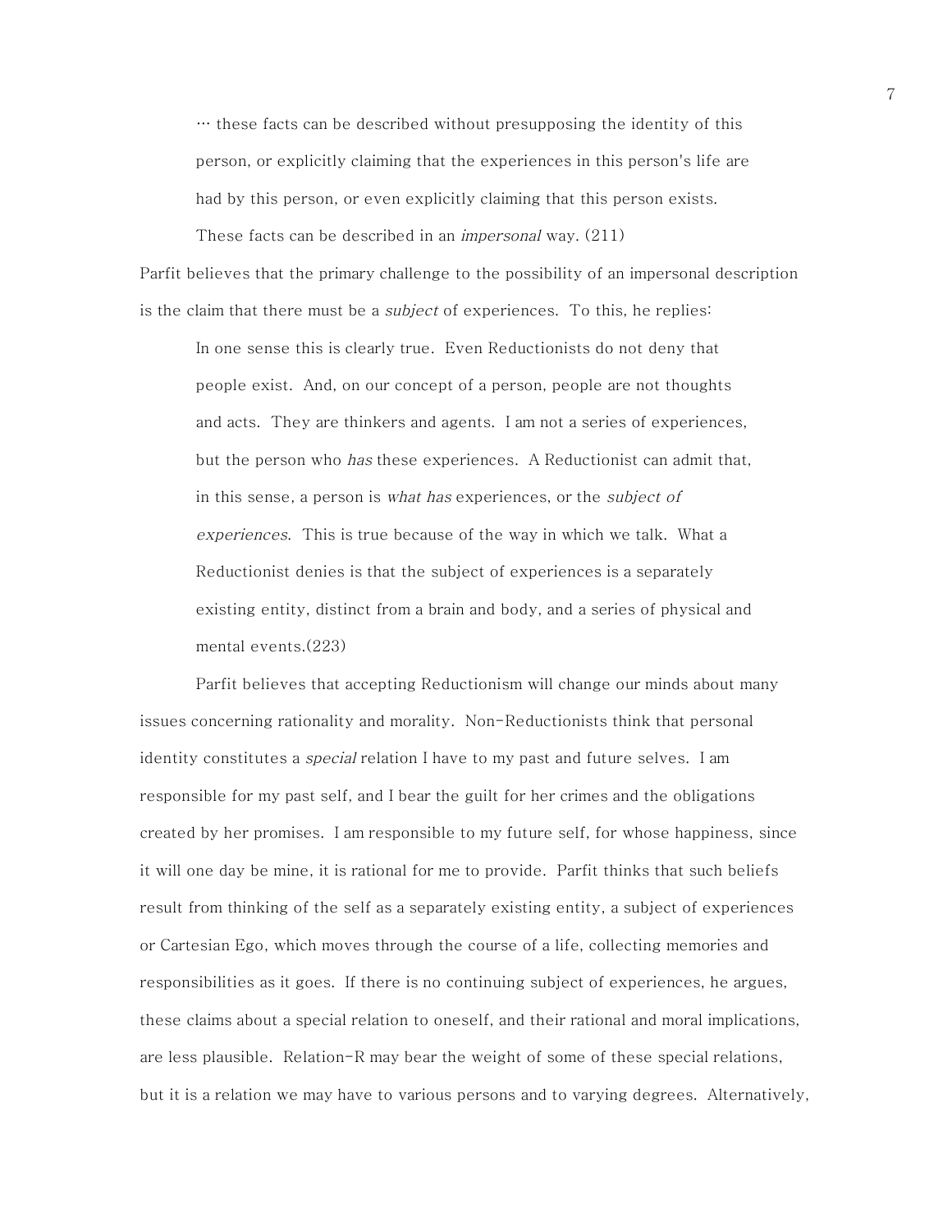> … these facts can be described without presupposing the identity of this person, or explicitly claiming that the experiences in this person's life are had by this person, or even explicitly claiming that this person exists. These facts can be described in an *impersonal* way. (211)

Parfit believes that the primary challenge to the possibility of an impersonal description is the claim that there must be a *subject* of experiences. To this, he replies:

> In one sense this is clearly true. Even Reductionists do not deny that people exist. And, on our concept of a person, people are not thoughts and acts. They are thinkers and agents. I am not a series of experiences, but the person who *has* these experiences. A Reductionist can admit that, in this sense, a person is *what has* experiences, or the *subject of experiences*. This is true because of the way in which we talk. What a Reductionist denies is that the subject of experiences is a separately existing entity, distinct from a brain and body, and a series of physical and mental events.(223)

Parfit believes that accepting Reductionism will change our minds about many issues concerning rationality and morality. Non-Reductionists think that personal identity constitutes a *special* relation I have to my past and future selves. I am responsible for my past self, and I bear the guilt for her crimes and the obligations created by her promises. I am responsible to my future self, for whose happiness, since it will one day be mine, it is rational for me to provide. Parfit thinks that such beliefs result from thinking of the self as a separately existing entity, a subject of experiences or Cartesian Ego, which moves through the course of a life, collecting memories and responsibilities as it goes. If there is no continuing subject of experiences, he argues, these claims about a special relation to oneself, and their rational and moral implications, are less plausible. Relation-R may bear the weight of some of these special relations, but it is a relation we may have to various persons and to varying degrees. Alternatively,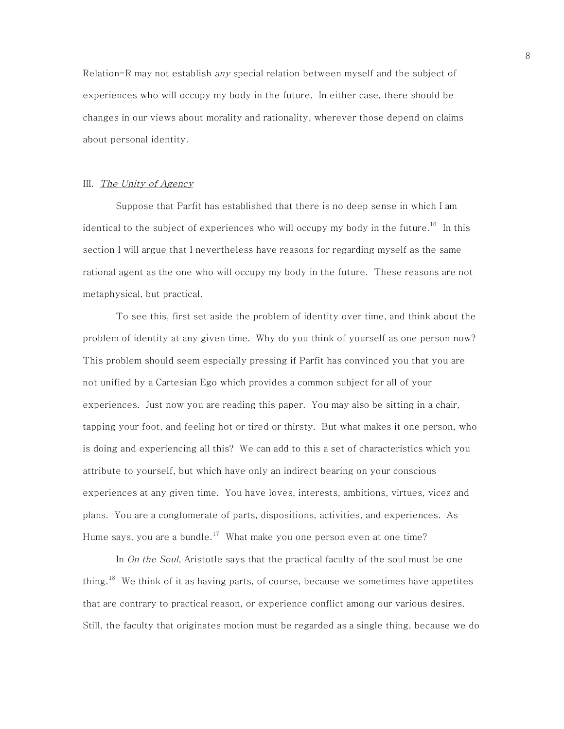Relation-R may not establish *any* special relation between myself and the subject of experiences who will occupy my body in the future. In either case, there should be changes in our views about morality and rationality, wherever those depend on claims about personal identity.

### III. *The Unity of Agency*

Suppose that Parfit has established that there is no deep sense in which I am identical to the subject of experiences who will occupy my body in the future.[16] In this section I will argue that I nevertheless have reasons for regarding myself as the same rational agent as the one who will occupy my body in the future. These reasons are not metaphysical, but practical.

To see this, first set aside the problem of identity over time, and think about the problem of identity at any given time. Why do you think of yourself as one person now? This problem should seem especially pressing if Parfit has convinced you that you are not unified by a Cartesian Ego which provides a common subject for all of your experiences. Just now you are reading this paper. You may also be sitting in a chair, tapping your foot, and feeling hot or tired or thirsty. But what makes it one person, who is doing and experiencing all this? We can add to this a set of characteristics which you attribute to yourself, but which have only an indirect bearing on your conscious experiences at any given time. You have loves, interests, ambitions, virtues, vices and plans. You are a conglomerate of parts, dispositions, activities, and experiences. As Hume says, you are a bundle.[17] What make you one person even at one time?

In *On the Soul*, Aristotle says that the practical faculty of the soul must be one thing.[18] We think of it as having parts, of course, because we sometimes have appetites that are contrary to practical reason, or experience conflict among our various desires. Still, the faculty that originates motion must be regarded as a single thing, because we do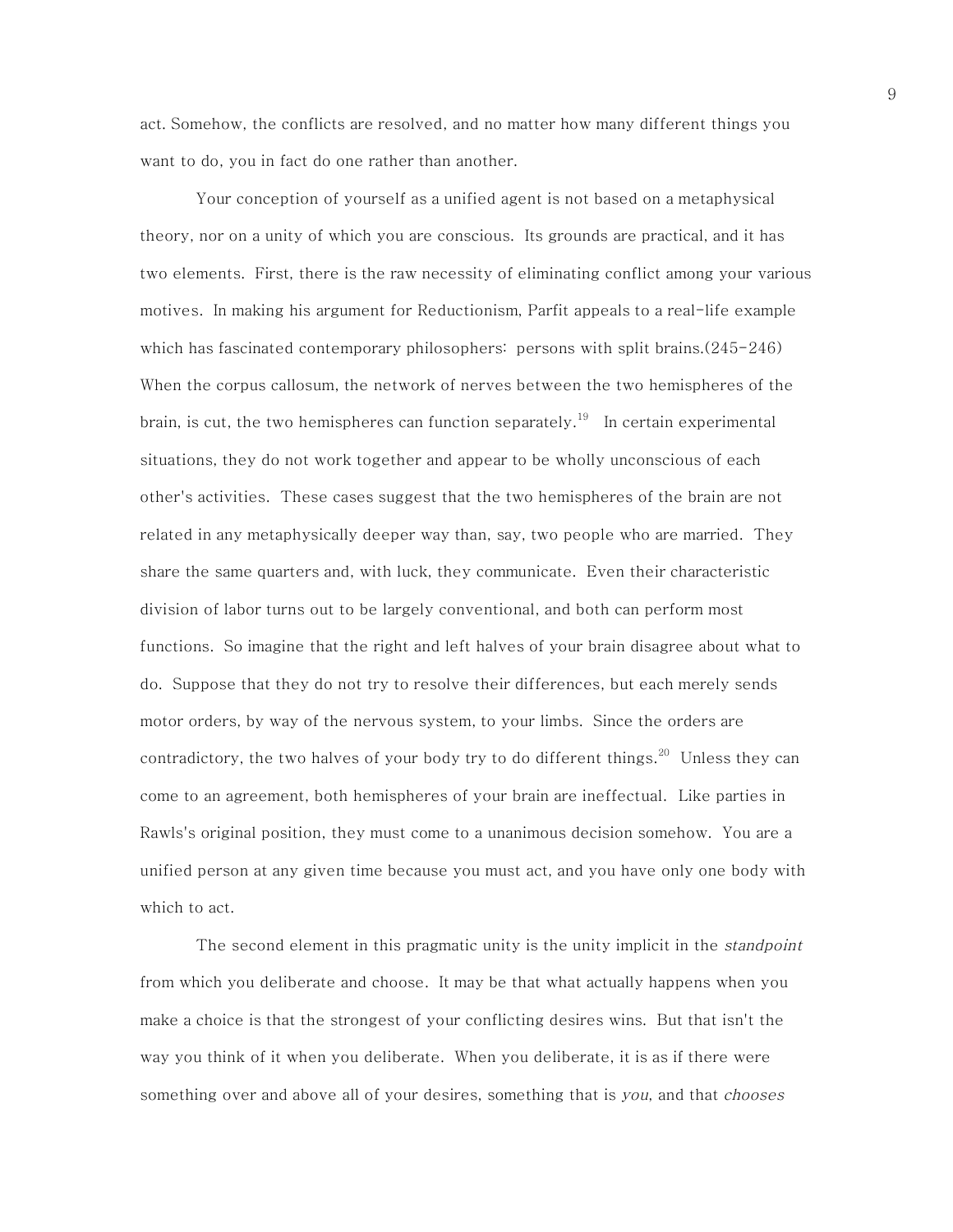act. Somehow, the conflicts are resolved, and no matter how many different things you want to do, you in fact do one rather than another.

Your conception of yourself as a unified agent is not based on a metaphysical theory, nor on a unity of which you are conscious. Its grounds are practical, and it has two elements. First, there is the raw necessity of eliminating conflict among your various motives. In making his argument for Reductionism, Parfit appeals to a real-life example which has fascinated contemporary philosophers: persons with split brains.(245-246) When the corpus callosum, the network of nerves between the two hemispheres of the brain, is cut, the two hemispheres can function separately.[19] In certain experimental situations, they do not work together and appear to be wholly unconscious of each other's activities. These cases suggest that the two hemispheres of the brain are not related in any metaphysically deeper way than, say, two people who are married. They share the same quarters and, with luck, they communicate. Even their characteristic division of labor turns out to be largely conventional, and both can perform most functions. So imagine that the right and left halves of your brain disagree about what to do. Suppose that they do not try to resolve their differences, but each merely sends motor orders, by way of the nervous system, to your limbs. Since the orders are contradictory, the two halves of your body try to do different things.[20] Unless they can come to an agreement, both hemispheres of your brain are ineffectual. Like parties in Rawls's original position, they must come to a unanimous decision somehow. You are a unified person at any given time because you must act, and you have only one body with which to act.

The second element in this pragmatic unity is the unity implicit in the *standpoint* from which you deliberate and choose. It may be that what actually happens when you make a choice is that the strongest of your conflicting desires wins. But that isn't the way you think of it when you deliberate. When you deliberate, it is as if there were something over and above all of your desires, something that is *you*, and that *chooses*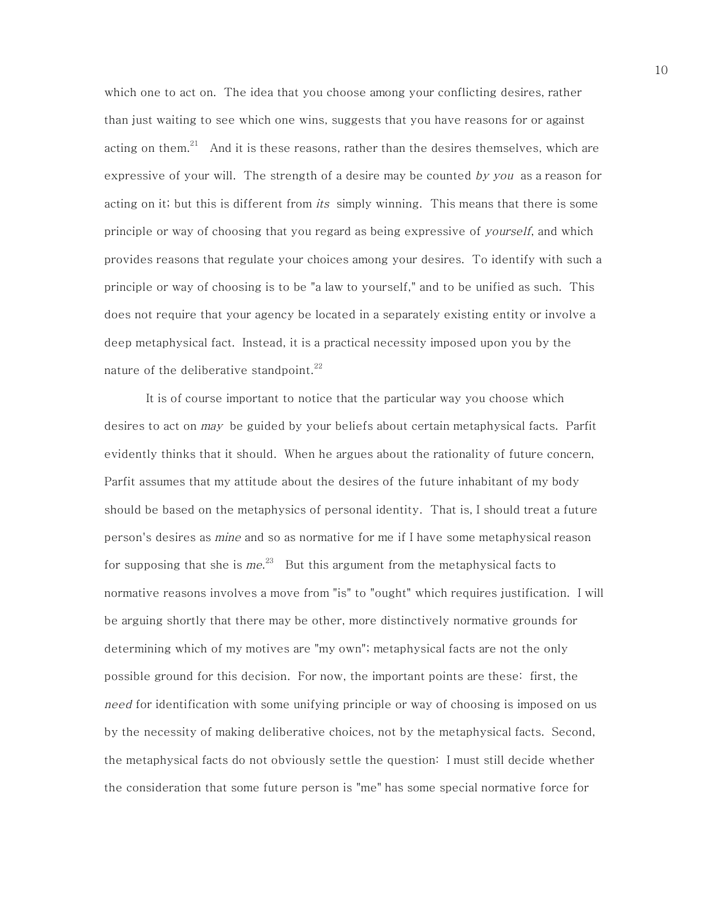which one to act on. The idea that you choose among your conflicting desires, rather than just waiting to see which one wins, suggests that you have reasons for or against acting on them.[21] And it is these reasons, rather than the desires themselves, which are expressive of your will. The strength of a desire may be counted *by you* as a reason for acting on it; but this is different from *its* simply winning. This means that there is some principle or way of choosing that you regard as being expressive of *yourself*, and which provides reasons that regulate your choices among your desires. To identify with such a principle or way of choosing is to be "a law to yourself," and to be unified as such. This does not require that your agency be located in a separately existing entity or involve a deep metaphysical fact. Instead, it is a practical necessity imposed upon you by the nature of the deliberative standpoint.[22]

It is of course important to notice that the particular way you choose which desires to act on *may* be guided by your beliefs about certain metaphysical facts. Parfit evidently thinks that it should. When he argues about the rationality of future concern, Parfit assumes that my attitude about the desires of the future inhabitant of my body should be based on the metaphysics of personal identity. That is, I should treat a future person's desires as *mine* and so as normative for me if I have some metaphysical reason for supposing that she is *me*.[23] But this argument from the metaphysical facts to normative reasons involves a move from "is" to "ought" which requires justification. I will be arguing shortly that there may be other, more distinctively normative grounds for determining which of my motives are "my own"; metaphysical facts are not the only possible ground for this decision. For now, the important points are these: first, the *need* for identification with some unifying principle or way of choosing is imposed on us by the necessity of making deliberative choices, not by the metaphysical facts. Second, the metaphysical facts do not obviously settle the question: I must still decide whether the consideration that some future person is "me" has some special normative force for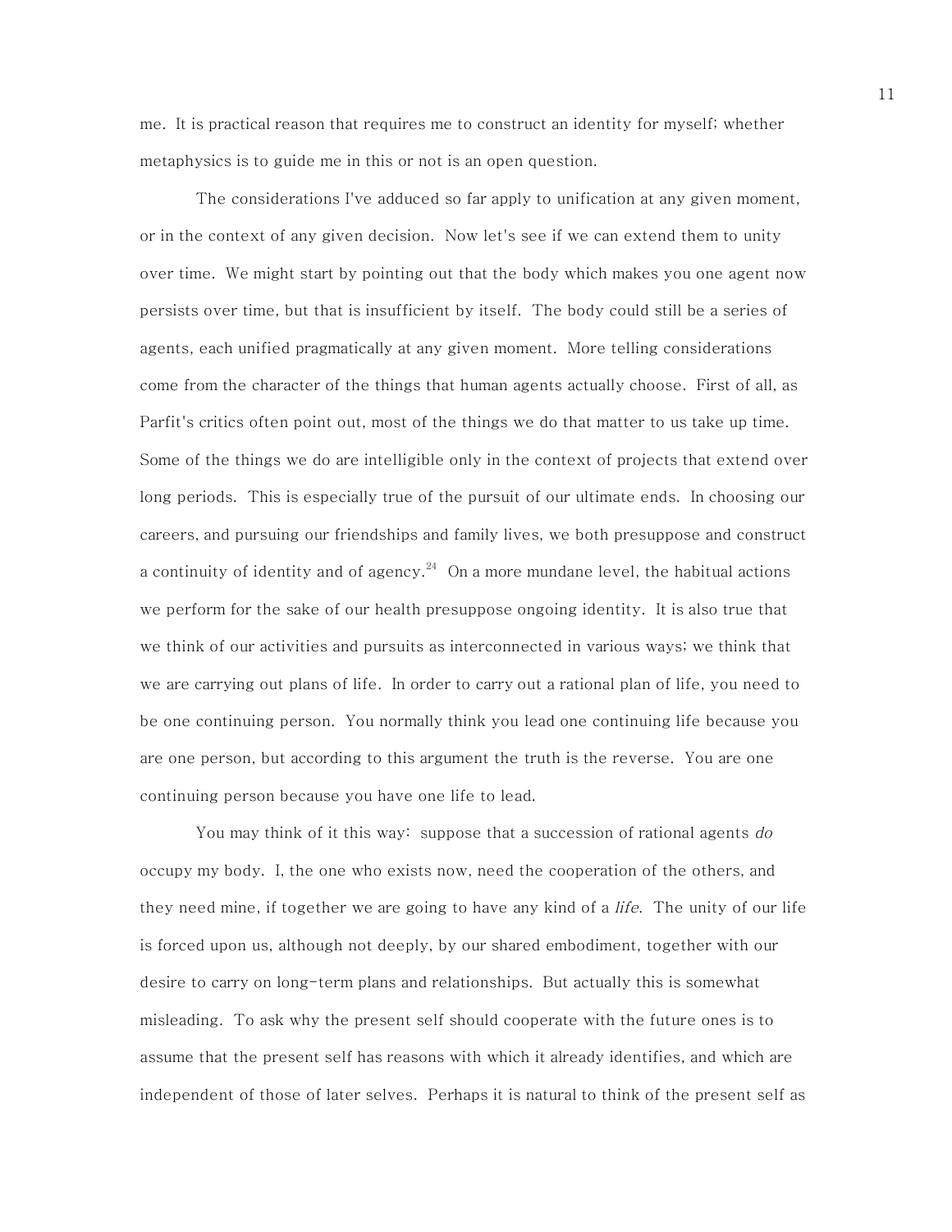me. It is practical reason that requires me to construct an identity for myself; whether metaphysics is to guide me in this or not is an open question.

The considerations I've adduced so far apply to unification at any given moment, or in the context of any given decision. Now let's see if we can extend them to unity over time. We might start by pointing out that the body which makes you one agent now persists over time, but that is insufficient by itself. The body could still be a series of agents, each unified pragmatically at any given moment. More telling considerations come from the character of the things that human agents actually choose. First of all, as Parfit's critics often point out, most of the things we do that matter to us take up time. Some of the things we do are intelligible only in the context of projects that extend over long periods. This is especially true of the pursuit of our ultimate ends. In choosing our careers, and pursuing our friendships and family lives, we both presuppose and construct a continuity of identity and of agency.[24] On a more mundane level, the habitual actions we perform for the sake of our health presuppose ongoing identity. It is also true that we think of our activities and pursuits as interconnected in various ways; we think that we are carrying out plans of life. In order to carry out a rational plan of life, you need to be one continuing person. You normally think you lead one continuing life because you are one person, but according to this argument the truth is the reverse. You are one continuing person because you have one life to lead.

You may think of it this way: suppose that a succession of rational agents *do* occupy my body. I, the one who exists now, need the cooperation of the others, and they need mine, if together we are going to have any kind of a *life*. The unity of our life is forced upon us, although not deeply, by our shared embodiment, together with our desire to carry on long-term plans and relationships. But actually this is somewhat misleading. To ask why the present self should cooperate with the future ones is to assume that the present self has reasons with which it already identifies, and which are independent of those of later selves. Perhaps it is natural to think of the present self as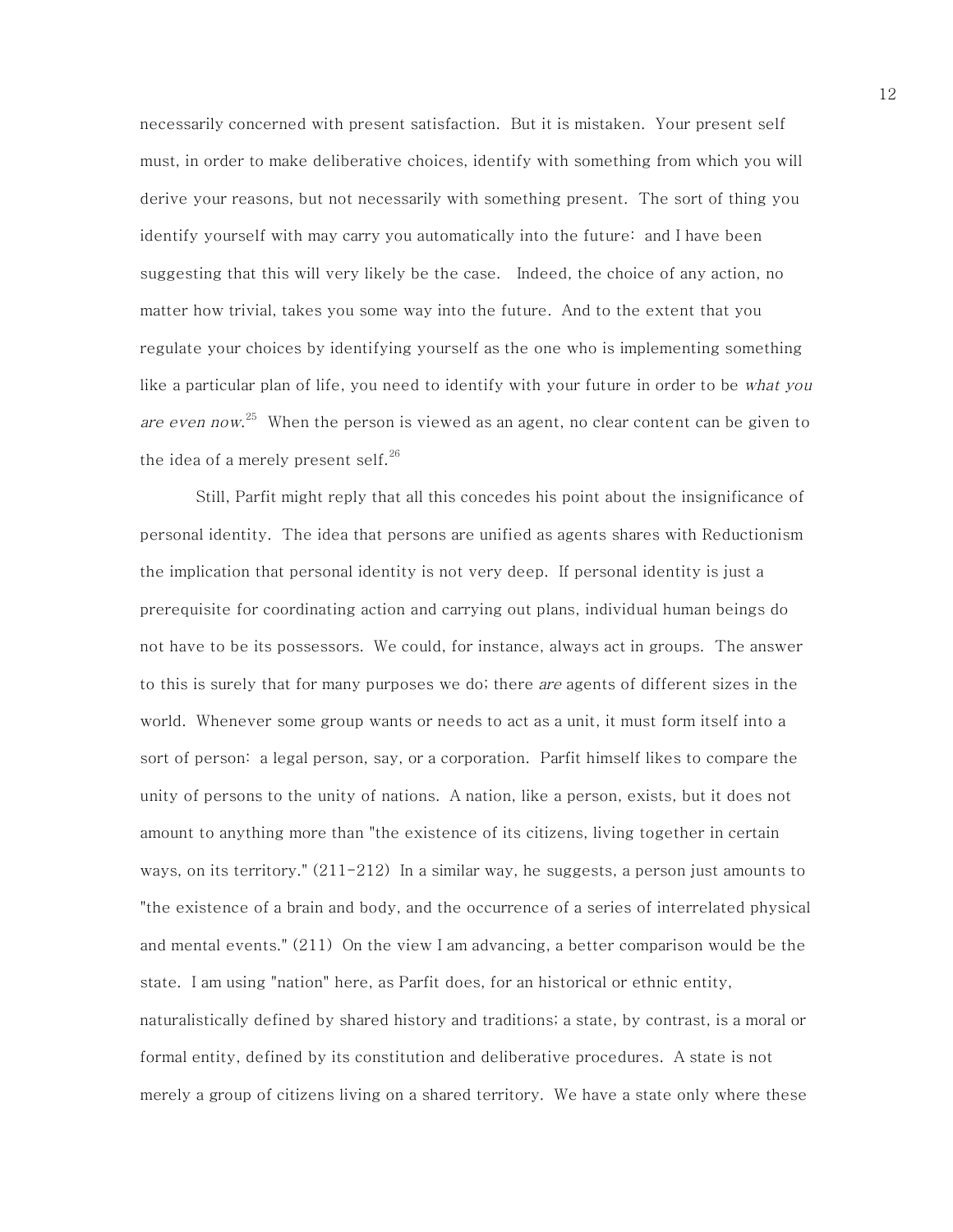necessarily concerned with present satisfaction. But it is mistaken. Your present self must, in order to make deliberative choices, identify with something from which you will derive your reasons, but not necessarily with something present. The sort of thing you identify yourself with may carry you automatically into the future: and I have been suggesting that this will very likely be the case. Indeed, the choice of any action, no matter how trivial, takes you some way into the future. And to the extent that you regulate your choices by identifying yourself as the one who is implementing something like a particular plan of life, you need to identify with your future in order to be *what you are even now*.[25] When the person is viewed as an agent, no clear content can be given to the idea of a merely present self.[26]

Still, Parfit might reply that all this concedes his point about the insignificance of personal identity. The idea that persons are unified as agents shares with Reductionism the implication that personal identity is not very deep. If personal identity is just a prerequisite for coordinating action and carrying out plans, individual human beings do not have to be its possessors. We could, for instance, always act in groups. The answer to this is surely that for many purposes we do; there *are* agents of different sizes in the world. Whenever some group wants or needs to act as a unit, it must form itself into a sort of person: a legal person, say, or a corporation. Parfit himself likes to compare the unity of persons to the unity of nations. A nation, like a person, exists, but it does not amount to anything more than "the existence of its citizens, living together in certain ways, on its territory." (211-212) In a similar way, he suggests, a person just amounts to "the existence of a brain and body, and the occurrence of a series of interrelated physical and mental events." (211) On the view I am advancing, a better comparison would be the state. I am using "nation" here, as Parfit does, for an historical or ethnic entity, naturalistically defined by shared history and traditions; a state, by contrast, is a moral or formal entity, defined by its constitution and deliberative procedures. A state is not merely a group of citizens living on a shared territory. We have a state only where these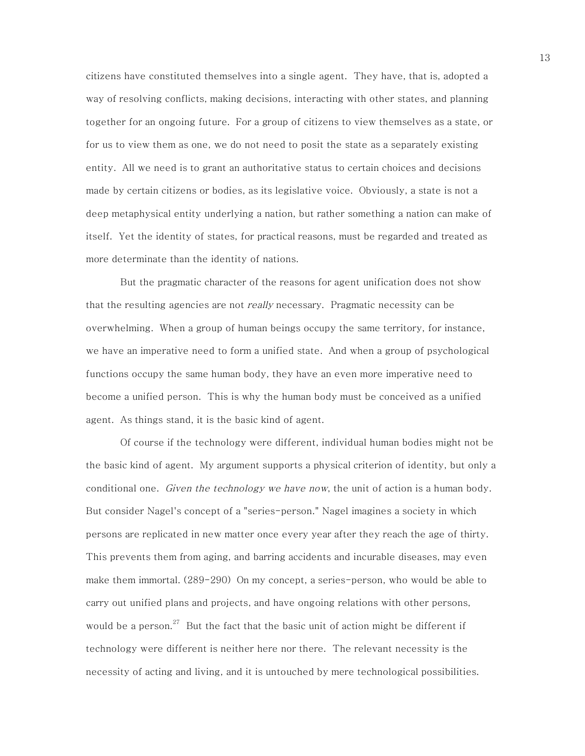citizens have constituted themselves into a single agent. They have, that is, adopted a way of resolving conflicts, making decisions, interacting with other states, and planning together for an ongoing future. For a group of citizens to view themselves as a state, or for us to view them as one, we do not need to posit the state as a separately existing entity. All we need is to grant an authoritative status to certain choices and decisions made by certain citizens or bodies, as its legislative voice. Obviously, a state is not a deep metaphysical entity underlying a nation, but rather something a nation can make of itself. Yet the identity of states, for practical reasons, must be regarded and treated as more determinate than the identity of nations.

But the pragmatic character of the reasons for agent unification does not show that the resulting agencies are not *really* necessary. Pragmatic necessity can be overwhelming. When a group of human beings occupy the same territory, for instance, we have an imperative need to form a unified state. And when a group of psychological functions occupy the same human body, they have an even more imperative need to become a unified person. This is why the human body must be conceived as a unified agent. As things stand, it is the basic kind of agent.

Of course if the technology were different, individual human bodies might not be the basic kind of agent. My argument supports a physical criterion of identity, but only a conditional one. *Given the technology we have now*, the unit of action is a human body. But consider Nagel's concept of a "series-person." Nagel imagines a society in which persons are replicated in new matter once every year after they reach the age of thirty. This prevents them from aging, and barring accidents and incurable diseases, may even make them immortal. (289-290) On my concept, a series-person, who would be able to carry out unified plans and projects, and have ongoing relations with other persons, would be a person.[27] But the fact that the basic unit of action might be different if technology were different is neither here nor there. The relevant necessity is the necessity of acting and living, and it is untouched by mere technological possibilities.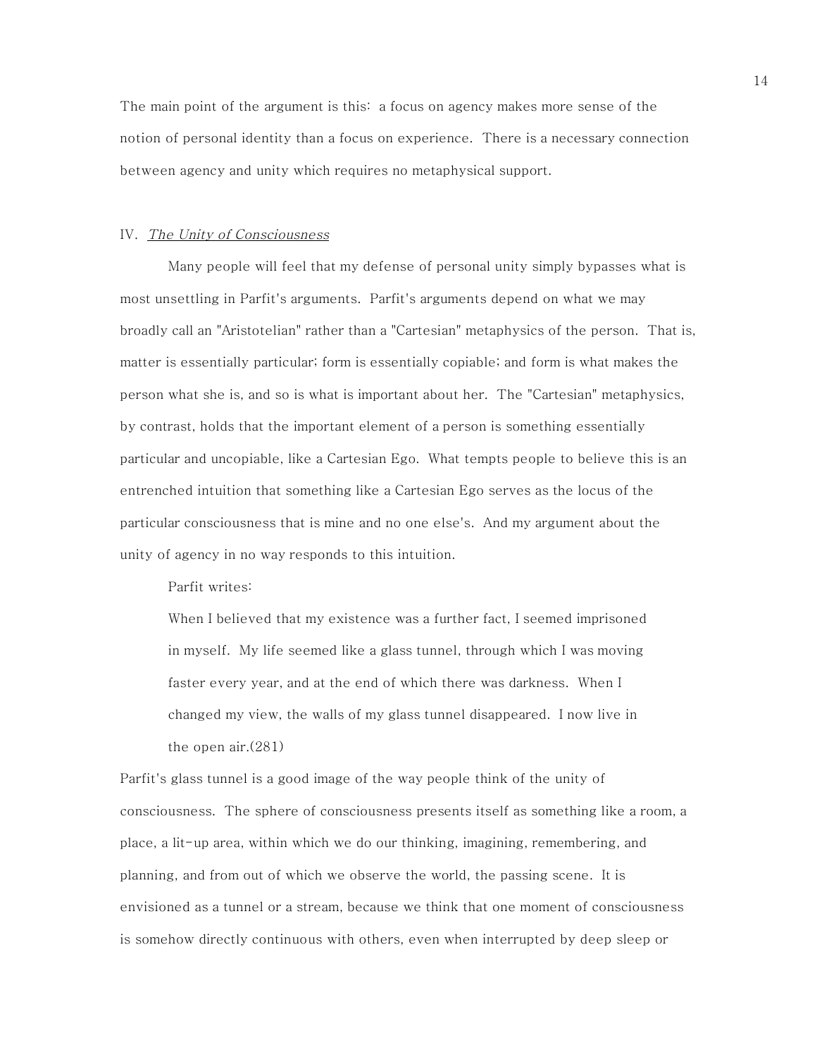The main point of the argument is this: a focus on agency makes more sense of the notion of personal identity than a focus on experience. There is a necessary connection between agency and unity which requires no metaphysical support.

## IV. *The Unity of Consciousness*

Many people will feel that my defense of personal unity simply bypasses what is most unsettling in Parfit's arguments. Parfit's arguments depend on what we may broadly call an "Aristotelian" rather than a "Cartesian" metaphysics of the person. That is, matter is essentially particular; form is essentially copiable; and form is what makes the person what she is, and so is what is important about her. The "Cartesian" metaphysics, by contrast, holds that the important element of a person is something essentially particular and uncopiable, like a Cartesian Ego. What tempts people to believe this is an entrenched intuition that something like a Cartesian Ego serves as the locus of the particular consciousness that is mine and no one else's. And my argument about the unity of agency in no way responds to this intuition.

Parfit writes:

> When I believed that my existence was a further fact, I seemed imprisoned in myself. My life seemed like a glass tunnel, through which I was moving faster every year, and at the end of which there was darkness. When I changed my view, the walls of my glass tunnel disappeared. I now live in the open air.(281)

Parfit's glass tunnel is a good image of the way people think of the unity of consciousness. The sphere of consciousness presents itself as something like a room, a place, a lit-up area, within which we do our thinking, imagining, remembering, and planning, and from out of which we observe the world, the passing scene. It is envisioned as a tunnel or a stream, because we think that one moment of consciousness is somehow directly continuous with others, even when interrupted by deep sleep or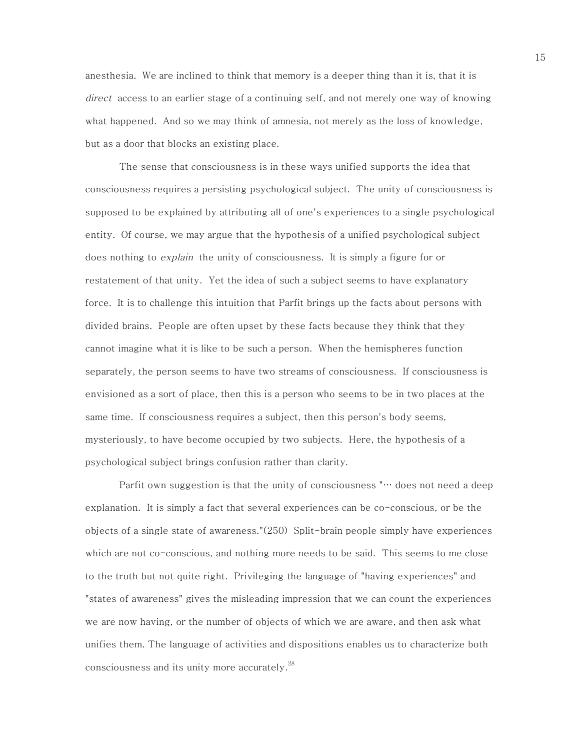anesthesia. We are inclined to think that memory is a deeper thing than it is, that it is *direct* access to an earlier stage of a continuing self, and not merely one way of knowing what happened. And so we may think of amnesia, not merely as the loss of knowledge, but as a door that blocks an existing place.

The sense that consciousness is in these ways unified supports the idea that consciousness requires a persisting psychological subject. The unity of consciousness is supposed to be explained by attributing all of one's experiences to a single psychological entity. Of course, we may argue that the hypothesis of a unified psychological subject does nothing to *explain* the unity of consciousness. It is simply a figure for or restatement of that unity. Yet the idea of such a subject seems to have explanatory force. It is to challenge this intuition that Parfit brings up the facts about persons with divided brains. People are often upset by these facts because they think that they cannot imagine what it is like to be such a person. When the hemispheres function separately, the person seems to have two streams of consciousness. If consciousness is envisioned as a sort of place, then this is a person who seems to be in two places at the same time. If consciousness requires a subject, then this person's body seems, mysteriously, to have become occupied by two subjects. Here, the hypothesis of a psychological subject brings confusion rather than clarity.

Parfit own suggestion is that the unity of consciousness "… does not need a deep explanation. It is simply a fact that several experiences can be co-conscious, or be the objects of a single state of awareness."(250) Split-brain people simply have experiences which are not co-conscious, and nothing more needs to be said. This seems to me close to the truth but not quite right. Privileging the language of "having experiences" and "states of awareness" gives the misleading impression that we can count the experiences we are now having, or the number of objects of which we are aware, and then ask what unifies them. The language of activities and dispositions enables us to characterize both consciousness and its unity more accurately.[28]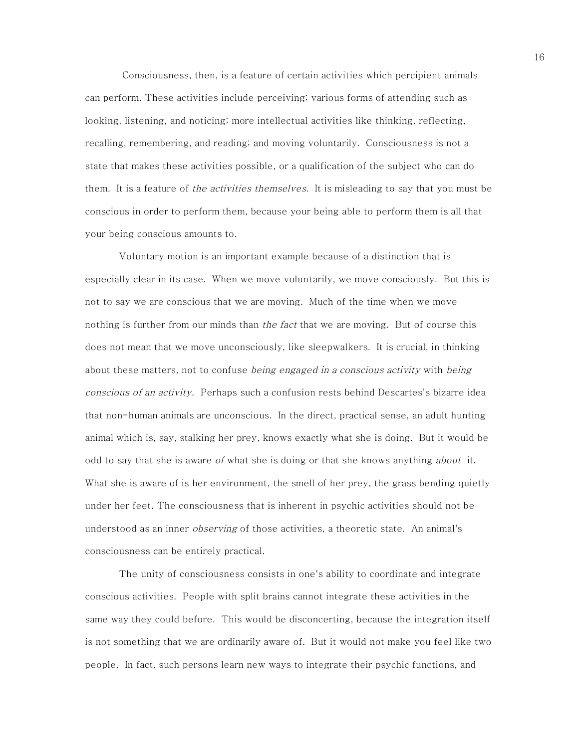Consciousness, then, is a feature of certain activities which percipient animals can perform. These activities include perceiving; various forms of attending such as looking, listening, and noticing; more intellectual activities like thinking, reflecting, recalling, remembering, and reading; and moving voluntarily. Consciousness is not a state that makes these activities possible, or a qualification of the subject who can do them. It is a feature of *the activities themselves*. It is misleading to say that you must be conscious in order to perform them, because your being able to perform them is all that your being conscious amounts to.

Voluntary motion is an important example because of a distinction that is especially clear in its case. When we move voluntarily, we move consciously. But this is not to say we are conscious that we are moving. Much of the time when we move nothing is further from our minds than *the fact* that we are moving. But of course this does not mean that we move unconsciously, like sleepwalkers. It is crucial, in thinking about these matters, not to confuse *being engaged in a conscious activity* with *being conscious of an activity*. Perhaps such a confusion rests behind Descartes's bizarre idea that non-human animals are unconscious. In the direct, practical sense, an adult hunting animal which is, say, stalking her prey, knows exactly what she is doing. But it would be odd to say that she is aware *of* what she is doing or that she knows anything *about* it. What she is aware of is her environment, the smell of her prey, the grass bending quietly under her feet. The consciousness that is inherent in psychic activities should not be understood as an inner *observing* of those activities, a theoretic state. An animal's consciousness can be entirely practical.

The unity of consciousness consists in one's ability to coordinate and integrate conscious activities. People with split brains cannot integrate these activities in the same way they could before. This would be disconcerting, because the integration itself is not something that we are ordinarily aware of. But it would not make you feel like two people. In fact, such persons learn new ways to integrate their psychic functions, and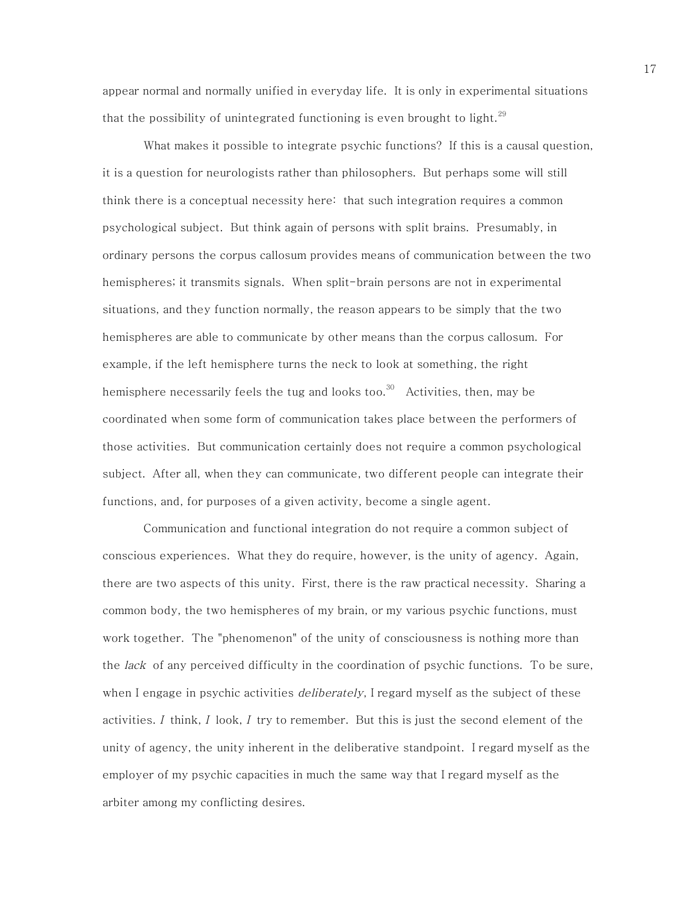appear normal and normally unified in everyday life. It is only in experimental situations that the possibility of unintegrated functioning is even brought to light.[29]

What makes it possible to integrate psychic functions? If this is a causal question, it is a question for neurologists rather than philosophers. But perhaps some will still think there is a conceptual necessity here: that such integration requires a common psychological subject. But think again of persons with split brains. Presumably, in ordinary persons the corpus callosum provides means of communication between the two hemispheres; it transmits signals. When split-brain persons are not in experimental situations, and they function normally, the reason appears to be simply that the two hemispheres are able to communicate by other means than the corpus callosum. For example, if the left hemisphere turns the neck to look at something, the right hemisphere necessarily feels the tug and looks too.[30] Activities, then, may be coordinated when some form of communication takes place between the performers of those activities. But communication certainly does not require a common psychological subject. After all, when they can communicate, two different people can integrate their functions, and, for purposes of a given activity, become a single agent.

Communication and functional integration do not require a common subject of conscious experiences. What they do require, however, is the unity of agency. Again, there are two aspects of this unity. First, there is the raw practical necessity. Sharing a common body, the two hemispheres of my brain, or my various psychic functions, must work together. The "phenomenon" of the unity of consciousness is nothing more than the *lack* of any perceived difficulty in the coordination of psychic functions. To be sure, when I engage in psychic activities *deliberately*, I regard myself as the subject of these activities. *I* think, *I* look, *I* try to remember. But this is just the second element of the unity of agency, the unity inherent in the deliberative standpoint. I regard myself as the employer of my psychic capacities in much the same way that I regard myself as the arbiter among my conflicting desires.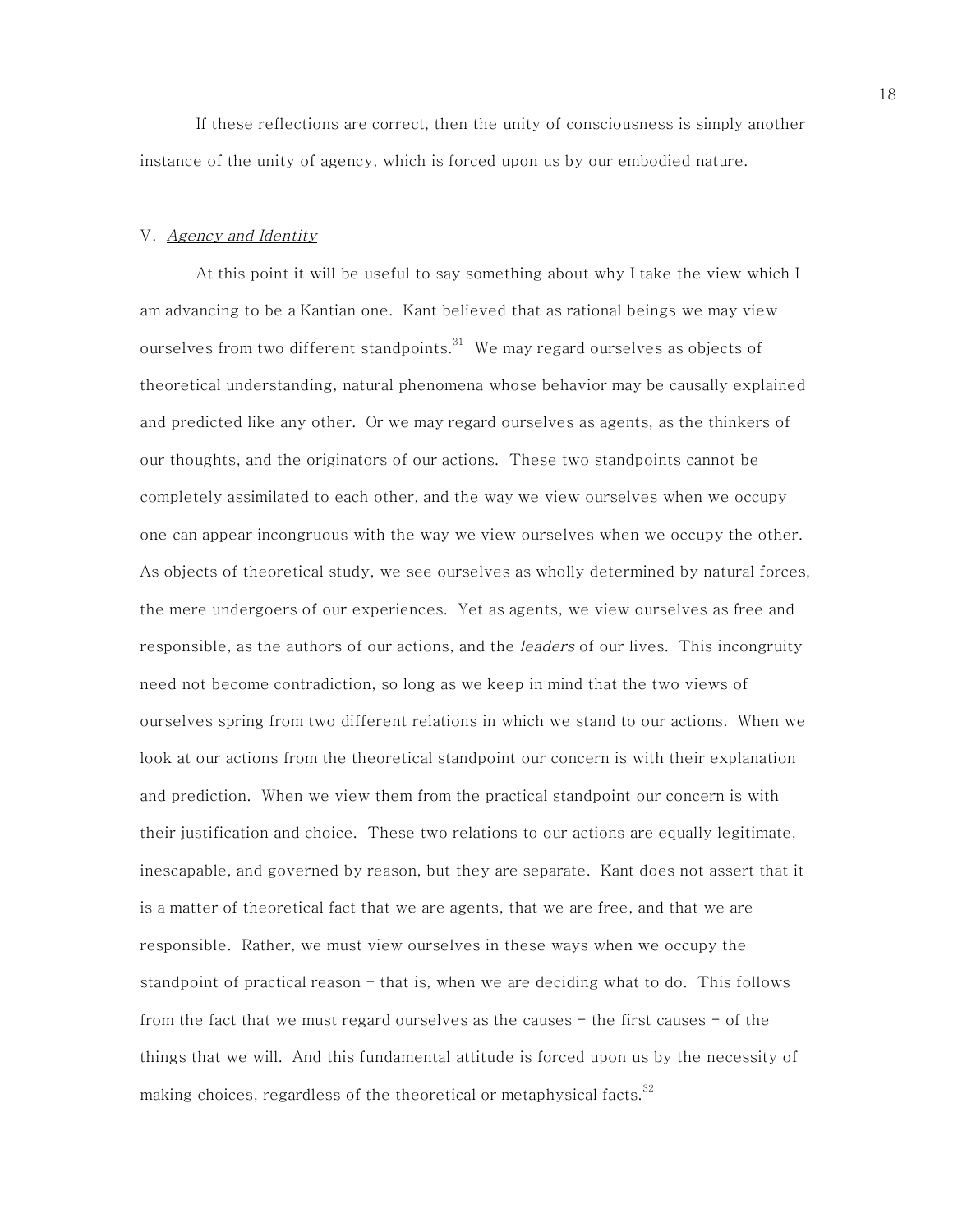If these reflections are correct, then the unity of consciousness is simply another instance of the unity of agency, which is forced upon us by our embodied nature.

## V. *Agency and Identity*

At this point it will be useful to say something about why I take the view which I am advancing to be a Kantian one. Kant believed that as rational beings we may view ourselves from two different standpoints.[31] We may regard ourselves as objects of theoretical understanding, natural phenomena whose behavior may be causally explained and predicted like any other. Or we may regard ourselves as agents, as the thinkers of our thoughts, and the originators of our actions. These two standpoints cannot be completely assimilated to each other, and the way we view ourselves when we occupy one can appear incongruous with the way we view ourselves when we occupy the other. As objects of theoretical study, we see ourselves as wholly determined by natural forces, the mere undergoers of our experiences. Yet as agents, we view ourselves as free and responsible, as the authors of our actions, and the *leaders* of our lives. This incongruity need not become contradiction, so long as we keep in mind that the two views of ourselves spring from two different relations in which we stand to our actions. When we look at our actions from the theoretical standpoint our concern is with their explanation and prediction. When we view them from the practical standpoint our concern is with their justification and choice. These two relations to our actions are equally legitimate, inescapable, and governed by reason, but they are separate. Kant does not assert that it is a matter of theoretical fact that we are agents, that we are free, and that we are responsible. Rather, we must view ourselves in these ways when we occupy the standpoint of practical reason - that is, when we are deciding what to do. This follows from the fact that we must regard ourselves as the causes - the first causes - of the things that we will. And this fundamental attitude is forced upon us by the necessity of making choices, regardless of the theoretical or metaphysical facts.[32]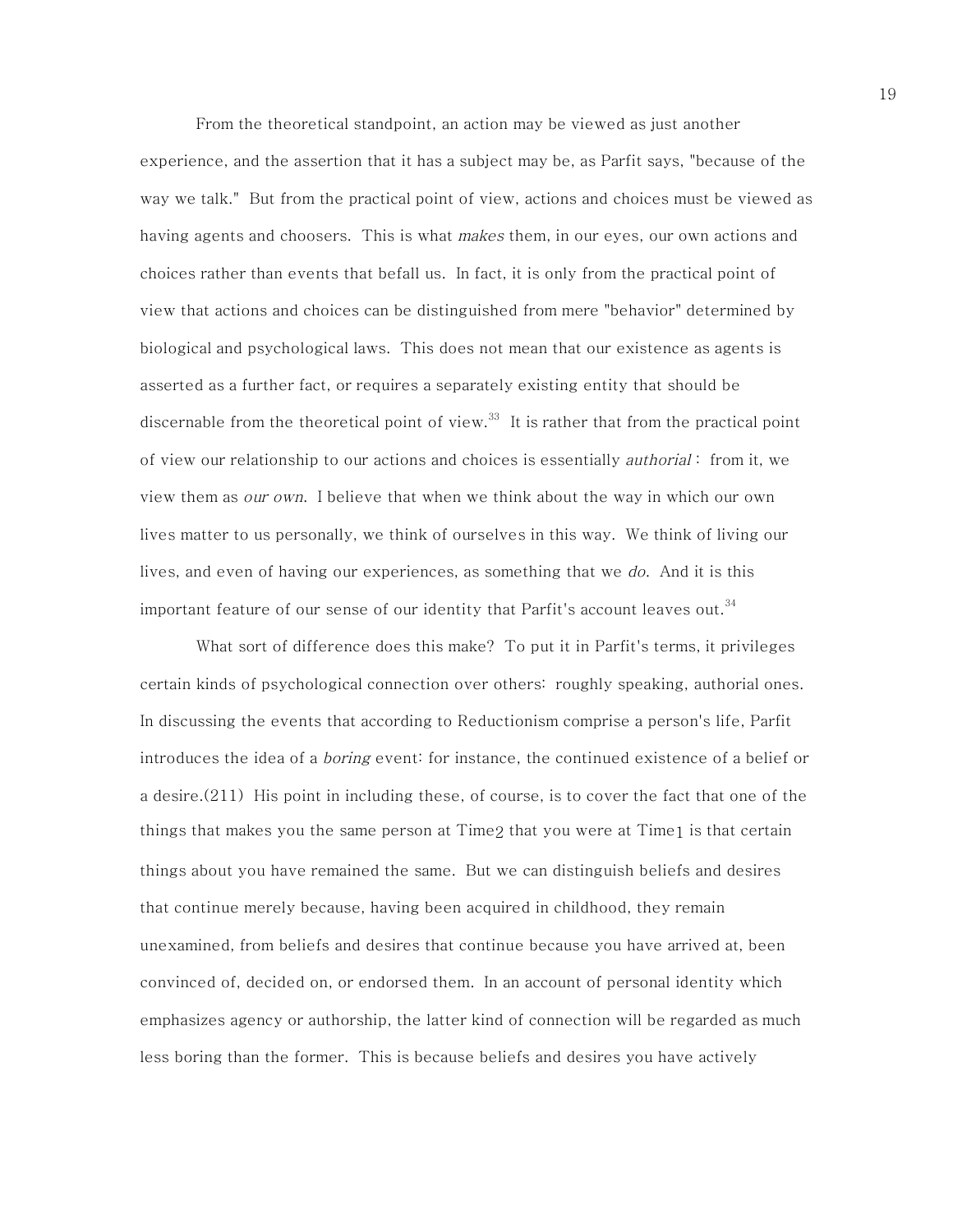From the theoretical standpoint, an action may be viewed as just another experience, and the assertion that it has a subject may be, as Parfit says, "because of the way we talk." But from the practical point of view, actions and choices must be viewed as having agents and choosers. This is what *makes* them, in our eyes, our own actions and choices rather than events that befall us. In fact, it is only from the practical point of view that actions and choices can be distinguished from mere "behavior" determined by biological and psychological laws. This does not mean that our existence as agents is asserted as a further fact, or requires a separately existing entity that should be discernable from the theoretical point of view.[33] It is rather that from the practical point of view our relationship to our actions and choices is essentially *authorial*: from it, we view them as *our own.* I believe that when we think about the way in which our own lives matter to us personally, we think of ourselves in this way. We think of living our lives, and even of having our experiences, as something that we *do.* And it is this important feature of our sense of our identity that Parfit's account leaves out.[34]

What sort of difference does this make? To put it in Parfit's terms, it privileges certain kinds of psychological connection over others: roughly speaking, authorial ones. In discussing the events that according to Reductionism comprise a person's life, Parfit introduces the idea of a *boring* event: for instance, the continued existence of a belief or a desire.(211) His point in including these, of course, is to cover the fact that one of the things that makes you the same person at $Time_2$ that you were at $Time_1$ is that certain things about you have remained the same. But we can distinguish beliefs and desires that continue merely because, having been acquired in childhood, they remain unexamined, from beliefs and desires that continue because you have arrived at, been convinced of, decided on, or endorsed them. In an account of personal identity which emphasizes agency or authorship, the latter kind of connection will be regarded as much less boring than the former. This is because beliefs and desires you have actively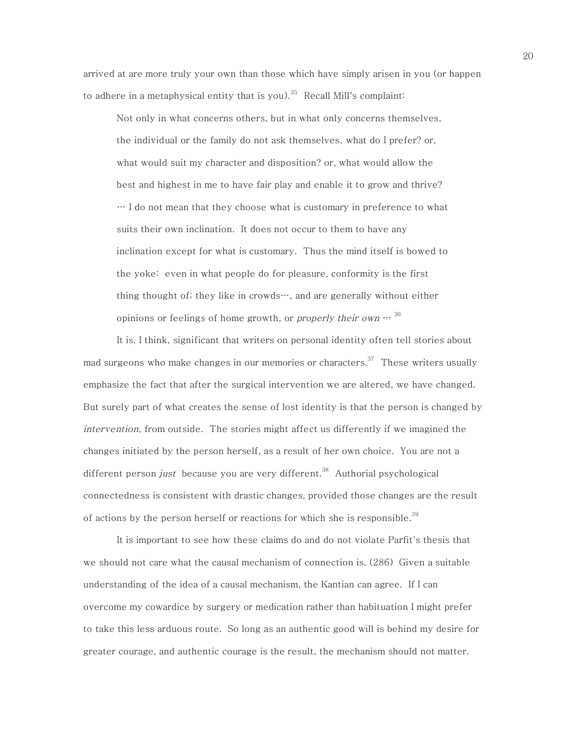arrived at are more truly your own than those which have simply arisen in you (or happen to adhere in a metaphysical entity that is you).[35] Recall Mill's complaint:

> Not only in what concerns others, but in what only concerns themselves, the individual or the family do not ask themselves, what do I prefer? or, what would suit my character and disposition? or, what would allow the best and highest in me to have fair play and enable it to grow and thrive? … I do not mean that they choose what is customary in preference to what suits their own inclination. It does not occur to them to have any inclination except for what is customary. Thus the mind itself is bowed to the yoke: even in what people do for pleasure, conformity is the first thing thought of; they like in crowds…, and are generally without either opinions or feelings of home growth, or *properly their own* … [36]

It is, I think, significant that writers on personal identity often tell stories about mad surgeons who make changes in our memories or characters.[37] These writers usually emphasize the fact that after the surgical intervention we are altered, we have changed. But surely part of what creates the sense of lost identity is that the person is changed by *intervention*, from outside. The stories might affect us differently if we imagined the changes initiated by the person herself, as a result of her own choice. You are not a different person *just* because you are very different.[38] Authorial psychological connectedness is consistent with drastic changes, provided those changes are the result of actions by the person herself or reactions for which she is responsible.[39]

It is important to see how these claims do and do not violate Parfit's thesis that we should not care what the causal mechanism of connection is. (286) Given a suitable understanding of the idea of a causal mechanism, the Kantian can agree. If I can overcome my cowardice by surgery or medication rather than habituation I might prefer to take this less arduous route. So long as an authentic good will is behind my desire for greater courage, and authentic courage is the result, the mechanism should not matter.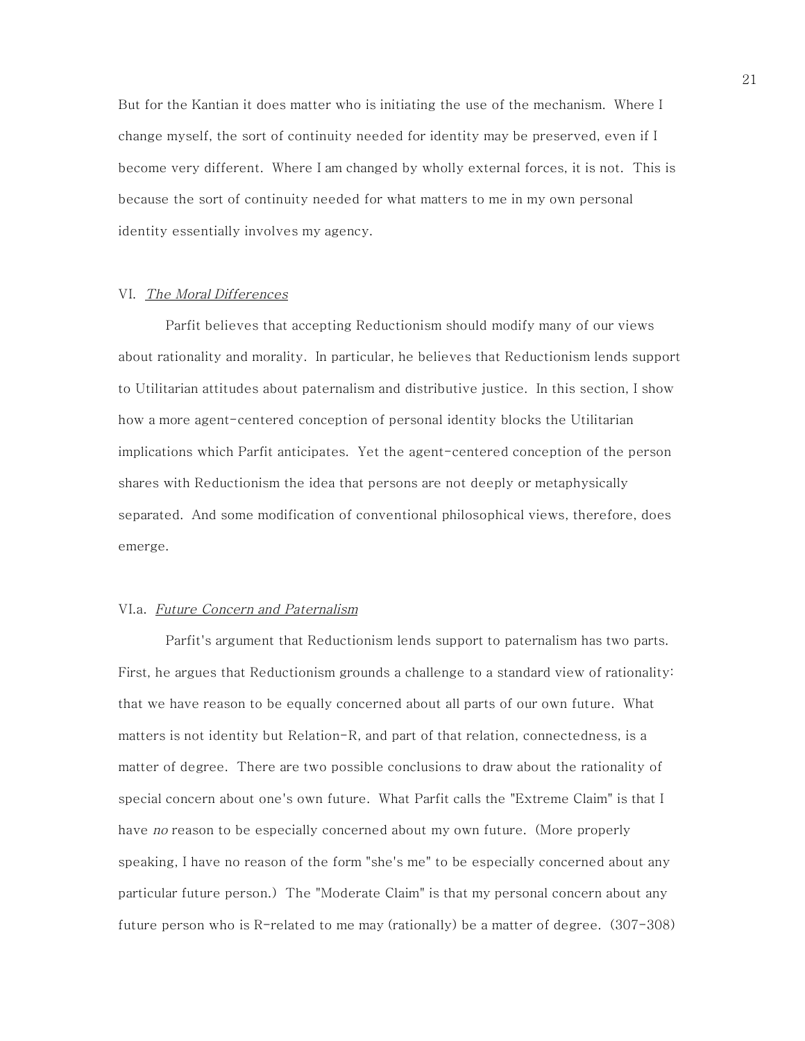But for the Kantian it does matter who is initiating the use of the mechanism. Where I change myself, the sort of continuity needed for identity may be preserved, even if I become very different. Where I am changed by wholly external forces, it is not. This is because the sort of continuity needed for what matters to me in my own personal identity essentially involves my agency.

## VI. *The Moral Differences*

Parfit believes that accepting Reductionism should modify many of our views about rationality and morality. In particular, he believes that Reductionism lends support to Utilitarian attitudes about paternalism and distributive justice. In this section, I show how a more agent-centered conception of personal identity blocks the Utilitarian implications which Parfit anticipates. Yet the agent-centered conception of the person shares with Reductionism the idea that persons are not deeply or metaphysically separated. And some modification of conventional philosophical views, therefore, does emerge.

### VI.a. *Future Concern and Paternalism*

Parfit's argument that Reductionism lends support to paternalism has two parts. First, he argues that Reductionism grounds a challenge to a standard view of rationality: that we have reason to be equally concerned about all parts of our own future. What matters is not identity but Relation-R, and part of that relation, connectedness, is a matter of degree. There are two possible conclusions to draw about the rationality of special concern about one's own future. What Parfit calls the "Extreme Claim" is that I have *no* reason to be especially concerned about my own future. (More properly speaking, I have no reason of the form "she's me" to be especially concerned about any particular future person.) The "Moderate Claim" is that my personal concern about any future person who is R-related to me may (rationally) be a matter of degree. (307-308)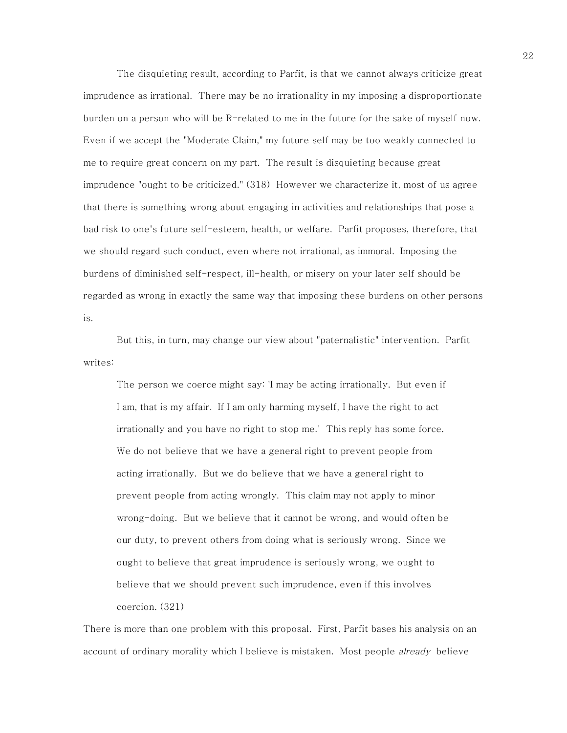The disquieting result, according to Parfit, is that we cannot always criticize great imprudence as irrational. There may be no irrationality in my imposing a disproportionate burden on a person who will be R-related to me in the future for the sake of myself now. Even if we accept the "Moderate Claim," my future self may be too weakly connected to me to require great concern on my part. The result is disquieting because great imprudence "ought to be criticized." (318) However we characterize it, most of us agree that there is something wrong about engaging in activities and relationships that pose a bad risk to one's future self-esteem, health, or welfare. Parfit proposes, therefore, that we should regard such conduct, even where not irrational, as immoral. Imposing the burdens of diminished self-respect, ill-health, or misery on your later self should be regarded as wrong in exactly the same way that imposing these burdens on other persons is.

But this, in turn, may change our view about "paternalistic" intervention. Parfit writes:

> The person we coerce might say: 'I may be acting irrationally. But even if I am, that is my affair. If I am only harming myself, I have the right to act irrationally and you have no right to stop me.' This reply has some force. We do not believe that we have a general right to prevent people from acting irrationally. But we do believe that we have a general right to prevent people from acting wrongly. This claim may not apply to minor wrong-doing. But we believe that it cannot be wrong, and would often be our duty, to prevent others from doing what is seriously wrong. Since we ought to believe that great imprudence is seriously wrong, we ought to believe that we should prevent such imprudence, even if this involves coercion. (321)

There is more than one problem with this proposal. First, Parfit bases his analysis on an account of ordinary morality which I believe is mistaken. Most people *already* believe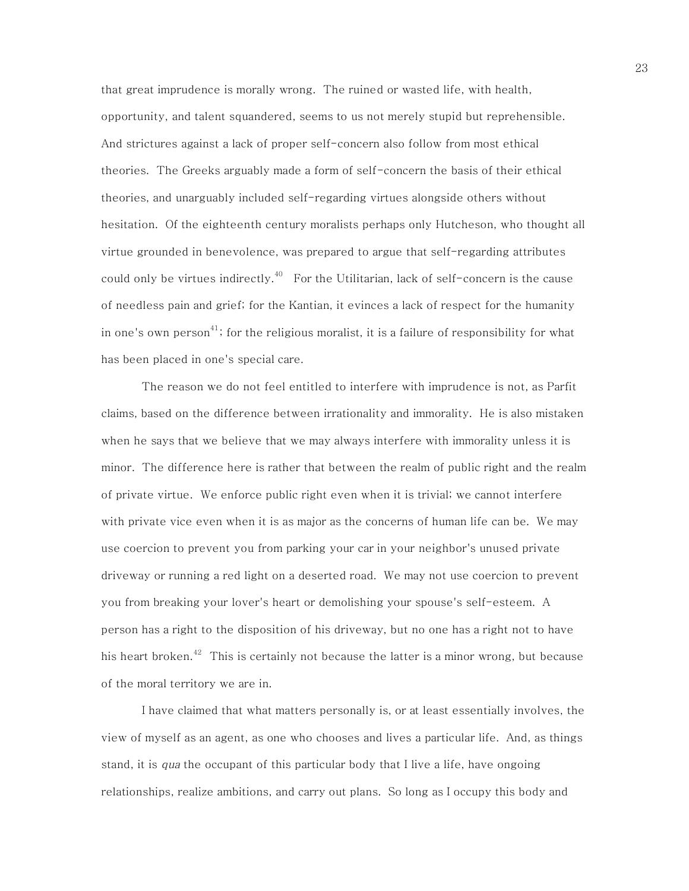that great imprudence is morally wrong. The ruined or wasted life, with health, opportunity, and talent squandered, seems to us not merely stupid but reprehensible. And strictures against a lack of proper self-concern also follow from most ethical theories. The Greeks arguably made a form of self-concern the basis of their ethical theories, and unarguably included self-regarding virtues alongside others without hesitation. Of the eighteenth century moralists perhaps only Hutcheson, who thought all virtue grounded in benevolence, was prepared to argue that self-regarding attributes could only be virtues indirectly.[40] For the Utilitarian, lack of self-concern is the cause of needless pain and grief; for the Kantian, it evinces a lack of respect for the humanity in one's own person[41]; for the religious moralist, it is a failure of responsibility for what has been placed in one's special care.

The reason we do not feel entitled to interfere with imprudence is not, as Parfit claims, based on the difference between irrationality and immorality. He is also mistaken when he says that we believe that we may always interfere with immorality unless it is minor. The difference here is rather that between the realm of public right and the realm of private virtue. We enforce public right even when it is trivial; we cannot interfere with private vice even when it is as major as the concerns of human life can be. We may use coercion to prevent you from parking your car in your neighbor's unused private driveway or running a red light on a deserted road. We may not use coercion to prevent you from breaking your lover's heart or demolishing your spouse's self-esteem. A person has a right to the disposition of his driveway, but no one has a right not to have his heart broken.[42] This is certainly not because the latter is a minor wrong, but because of the moral territory we are in.

I have claimed that what matters personally is, or at least essentially involves, the view of myself as an agent, as one who chooses and lives a particular life. And, as things stand, it is *qua* the occupant of this particular body that I live a life, have ongoing relationships, realize ambitions, and carry out plans. So long as I occupy this body and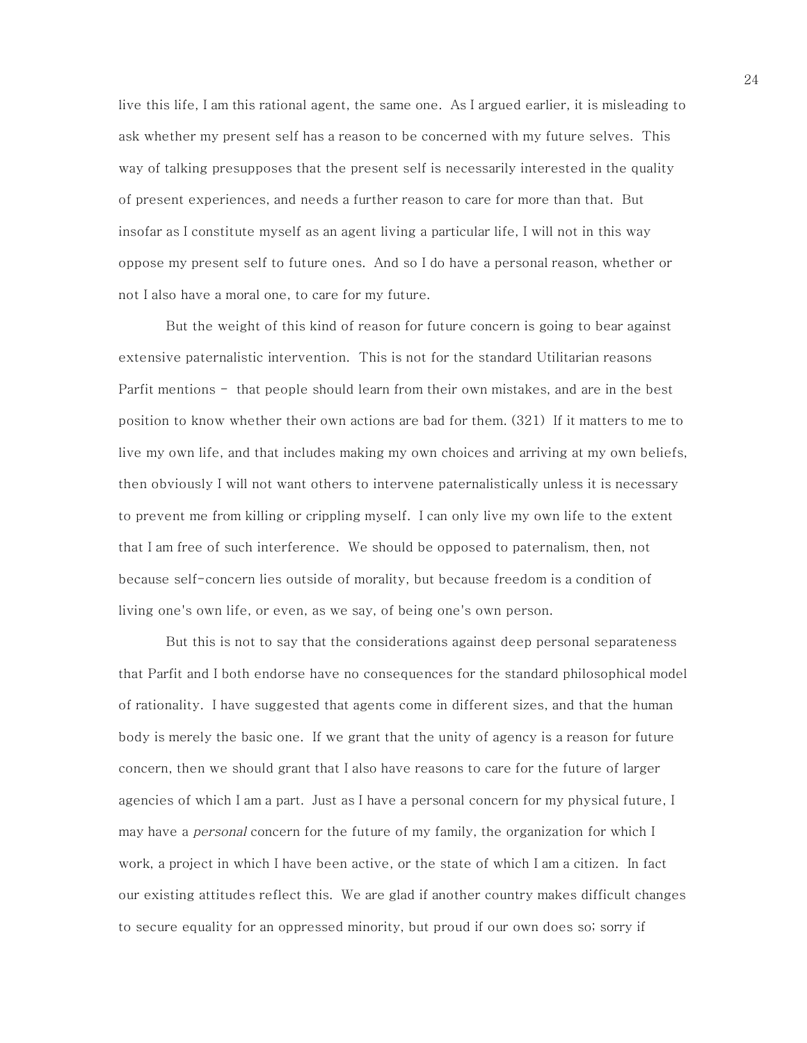live this life, I am this rational agent, the same one. As I argued earlier, it is misleading to ask whether my present self has a reason to be concerned with my future selves. This way of talking presupposes that the present self is necessarily interested in the quality of present experiences, and needs a further reason to care for more than that. But insofar as I constitute myself as an agent living a particular life, I will not in this way oppose my present self to future ones. And so I do have a personal reason, whether or not I also have a moral one, to care for my future.

But the weight of this kind of reason for future concern is going to bear against extensive paternalistic intervention. This is not for the standard Utilitarian reasons Parfit mentions - that people should learn from their own mistakes, and are in the best position to know whether their own actions are bad for them. (321) If it matters to me to live my own life, and that includes making my own choices and arriving at my own beliefs, then obviously I will not want others to intervene paternalistically unless it is necessary to prevent me from killing or crippling myself. I can only live my own life to the extent that I am free of such interference. We should be opposed to paternalism, then, not because self-concern lies outside of morality, but because freedom is a condition of living one's own life, or even, as we say, of being one's own person.

But this is not to say that the considerations against deep personal separateness that Parfit and I both endorse have no consequences for the standard philosophical model of rationality. I have suggested that agents come in different sizes, and that the human body is merely the basic one. If we grant that the unity of agency is a reason for future concern, then we should grant that I also have reasons to care for the future of larger agencies of which I am a part. Just as I have a personal concern for my physical future, I may have a *personal* concern for the future of my family, the organization for which I work, a project in which I have been active, or the state of which I am a citizen. In fact our existing attitudes reflect this. We are glad if another country makes difficult changes to secure equality for an oppressed minority, but proud if our own does so; sorry if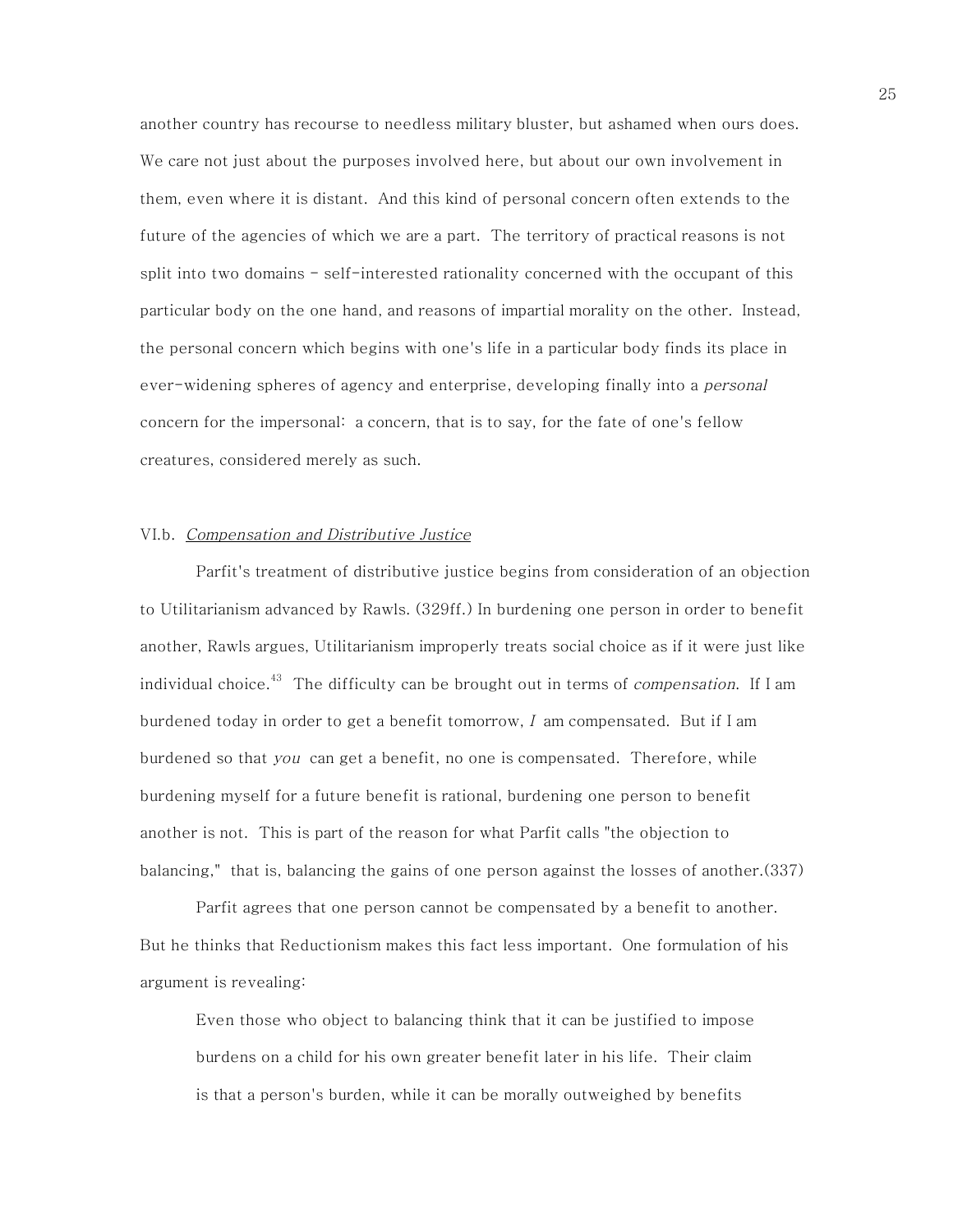another country has recourse to needless military bluster, but ashamed when ours does. We care not just about the purposes involved here, but about our own involvement in them, even where it is distant. And this kind of personal concern often extends to the future of the agencies of which we are a part. The territory of practical reasons is not split into two domains - self-interested rationality concerned with the occupant of this particular body on the one hand, and reasons of impartial morality on the other. Instead, the personal concern which begins with one's life in a particular body finds its place in ever-widening spheres of agency and enterprise, developing finally into a *personal* concern for the impersonal: a concern, that is to say, for the fate of one's fellow creatures, considered merely as such.

VI.b. *Compensation and Distributive Justice*

Parfit's treatment of distributive justice begins from consideration of an objection to Utilitarianism advanced by Rawls. (329ff.) In burdening one person in order to benefit another, Rawls argues, Utilitarianism improperly treats social choice as if it were just like individual choice.[43] The difficulty can be brought out in terms of *compensation*. If I am burdened today in order to get a benefit tomorrow, *I* am compensated. But if I am burdened so that *you* can get a benefit, no one is compensated. Therefore, while burdening myself for a future benefit is rational, burdening one person to benefit another is not. This is part of the reason for what Parfit calls "the objection to balancing," that is, balancing the gains of one person against the losses of another.(337)

Parfit agrees that one person cannot be compensated by a benefit to another. But he thinks that Reductionism makes this fact less important. One formulation of his argument is revealing:

> Even those who object to balancing think that it can be justified to impose burdens on a child for his own greater benefit later in his life. Their claim is that a person's burden, while it can be morally outweighed by benefits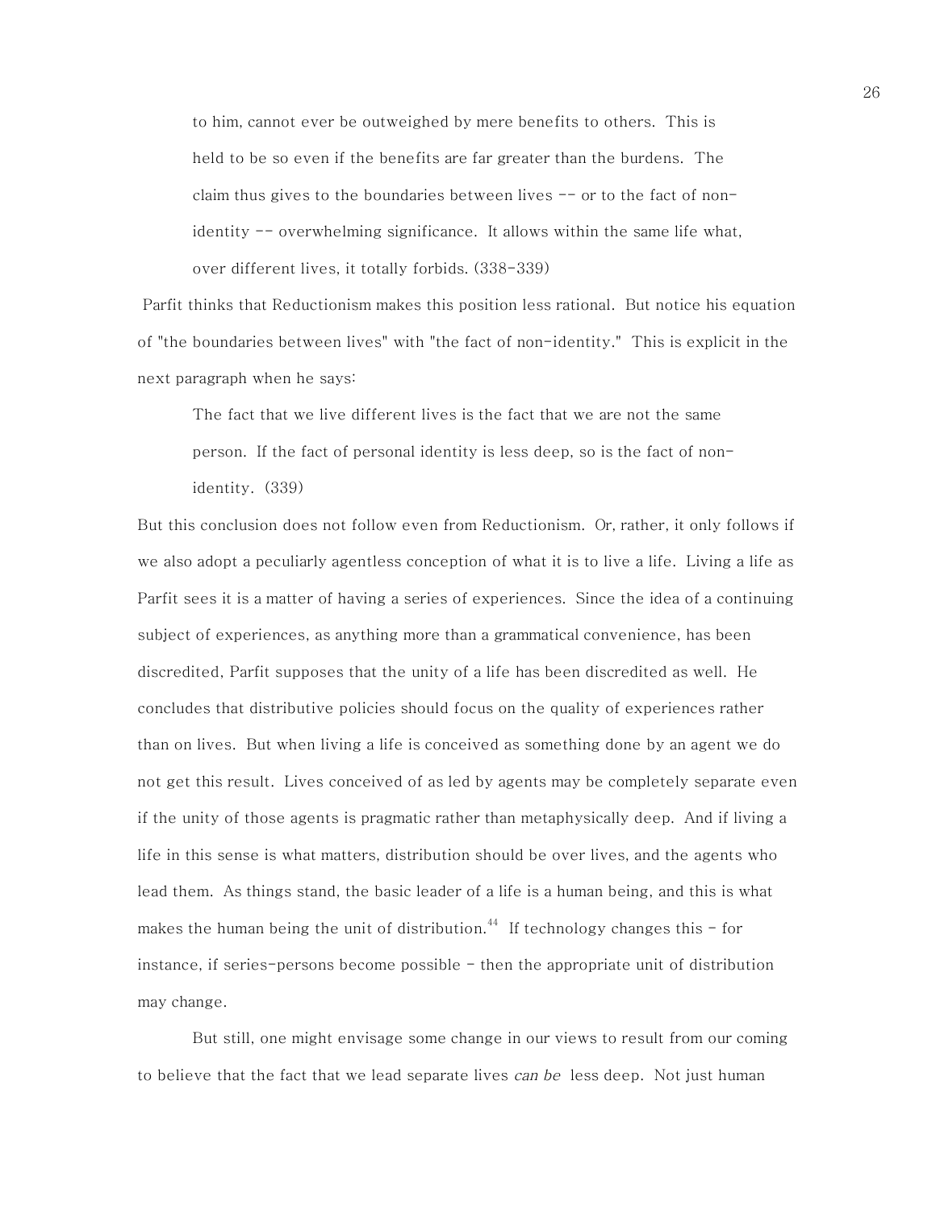> to him, cannot ever be outweighed by mere benefits to others. This is held to be so even if the benefits are far greater than the burdens. The claim thus gives to the boundaries between lives -- or to the fact of non-identity -- overwhelming significance. It allows within the same life what, over different lives, it totally forbids. (338-339)

Parfit thinks that Reductionism makes this position less rational. But notice his equation of "the boundaries between lives" with "the fact of non-identity." This is explicit in the next paragraph when he says:

> The fact that we live different lives is the fact that we are not the same person. If the fact of personal identity is less deep, so is the fact of non-identity. (339)

But this conclusion does not follow even from Reductionism. Or, rather, it only follows if we also adopt a peculiarly agentless conception of what it is to live a life. Living a life as Parfit sees it is a matter of having a series of experiences. Since the idea of a continuing subject of experiences, as anything more than a grammatical convenience, has been discredited, Parfit supposes that the unity of a life has been discredited as well. He concludes that distributive policies should focus on the quality of experiences rather than on lives. But when living a life is conceived as something done by an agent we do not get this result. Lives conceived of as led by agents may be completely separate even if the unity of those agents is pragmatic rather than metaphysically deep. And if living a life in this sense is what matters, distribution should be over lives, and the agents who lead them. As things stand, the basic leader of a life is a human being, and this is what makes the human being the unit of distribution.[44] If technology changes this - for instance, if series-persons become possible - then the appropriate unit of distribution may change.

But still, one might envisage some change in our views to result from our coming to believe that the fact that we lead separate lives *can be* less deep. Not just human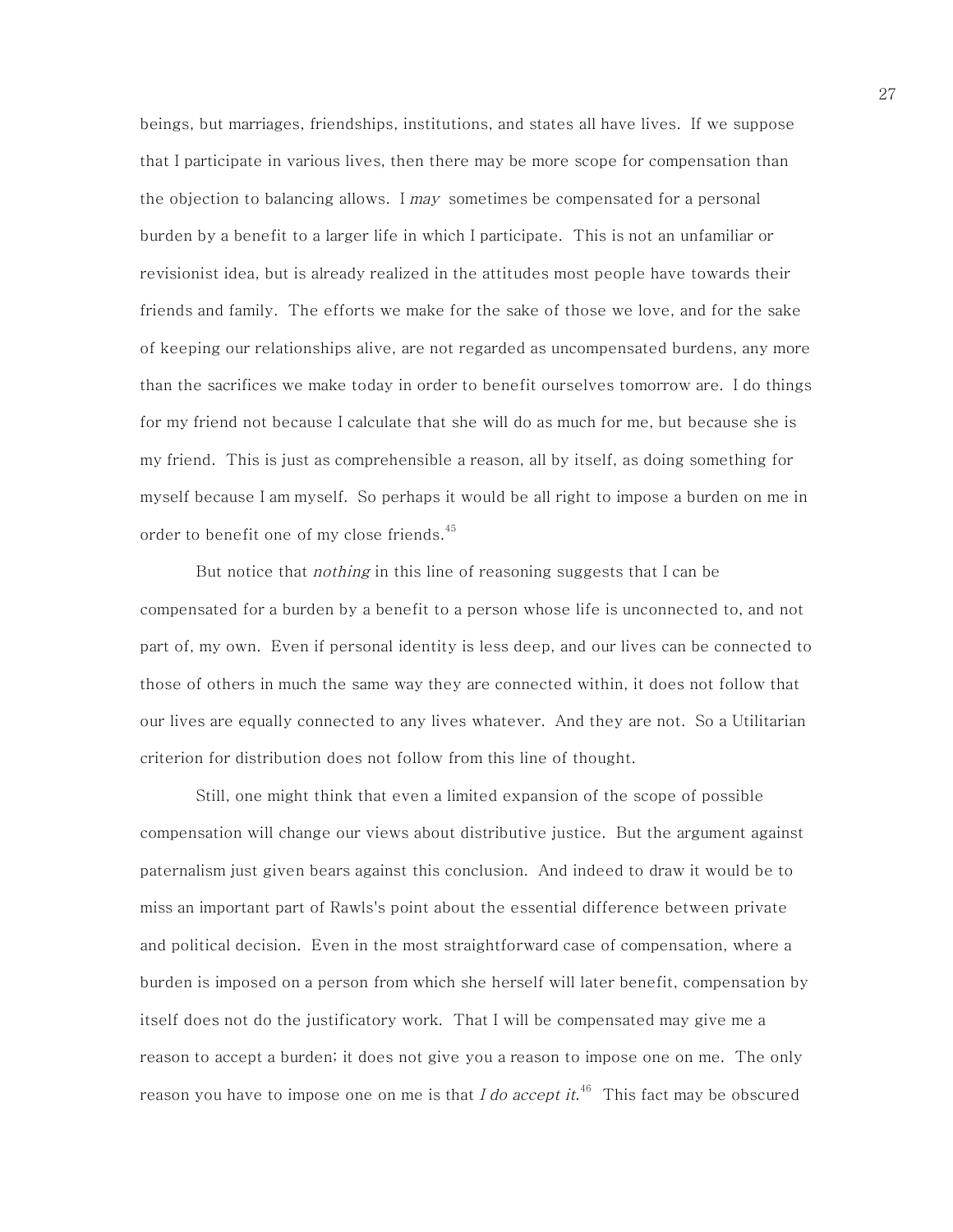beings, but marriages, friendships, institutions, and states all have lives. If we suppose that I participate in various lives, then there may be more scope for compensation than the objection to balancing allows. I *may* sometimes be compensated for a personal burden by a benefit to a larger life in which I participate. This is not an unfamiliar or revisionist idea, but is already realized in the attitudes most people have towards their friends and family. The efforts we make for the sake of those we love, and for the sake of keeping our relationships alive, are not regarded as uncompensated burdens, any more than the sacrifices we make today in order to benefit ourselves tomorrow are. I do things for my friend not because I calculate that she will do as much for me, but because she is my friend. This is just as comprehensible a reason, all by itself, as doing something for myself because I am myself. So perhaps it would be all right to impose a burden on me in order to benefit one of my close friends.[45]

But notice that *nothing* in this line of reasoning suggests that I can be compensated for a burden by a benefit to a person whose life is unconnected to, and not part of, my own. Even if personal identity is less deep, and our lives can be connected to those of others in much the same way they are connected within, it does not follow that our lives are equally connected to any lives whatever. And they are not. So a Utilitarian criterion for distribution does not follow from this line of thought.

Still, one might think that even a limited expansion of the scope of possible compensation will change our views about distributive justice. But the argument against paternalism just given bears against this conclusion. And indeed to draw it would be to miss an important part of Rawls's point about the essential difference between private and political decision. Even in the most straightforward case of compensation, where a burden is imposed on a person from which she herself will later benefit, compensation by itself does not do the justificatory work. That I will be compensated may give me a reason to accept a burden; it does not give you a reason to impose one on me. The only reason you have to impose one on me is that *I do accept it.*[46] This fact may be obscured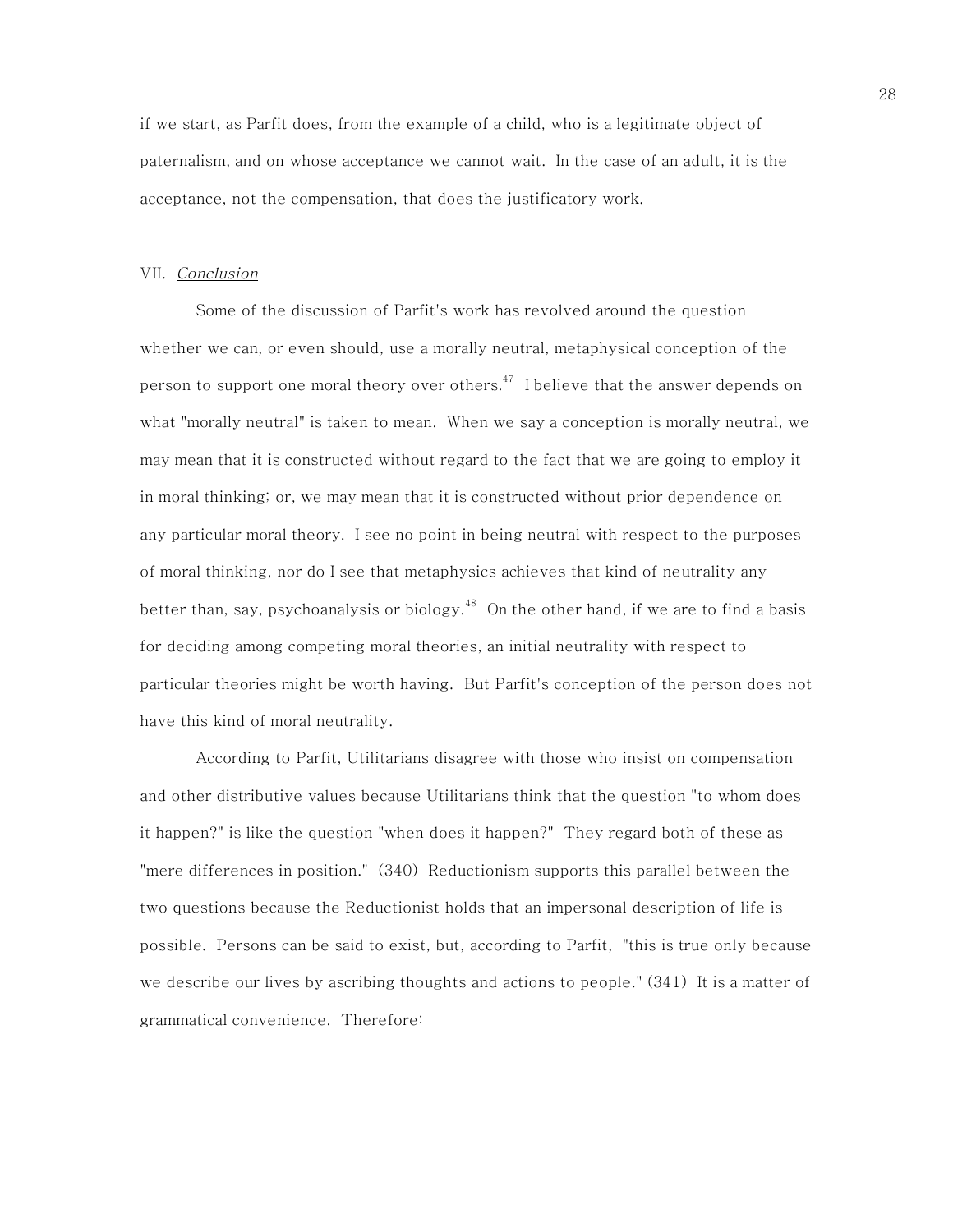if we start, as Parfit does, from the example of a child, who is a legitimate object of paternalism, and on whose acceptance we cannot wait. In the case of an adult, it is the acceptance, not the compensation, that does the justificatory work.

## VII. *Conclusion*

Some of the discussion of Parfit's work has revolved around the question whether we can, or even should, use a morally neutral, metaphysical conception of the person to support one moral theory over others.[47] I believe that the answer depends on what "morally neutral" is taken to mean. When we say a conception is morally neutral, we may mean that it is constructed without regard to the fact that we are going to employ it in moral thinking; or, we may mean that it is constructed without prior dependence on any particular moral theory. I see no point in being neutral with respect to the purposes of moral thinking, nor do I see that metaphysics achieves that kind of neutrality any better than, say, psychoanalysis or biology.[48] On the other hand, if we are to find a basis for deciding among competing moral theories, an initial neutrality with respect to particular theories might be worth having. But Parfit's conception of the person does not have this kind of moral neutrality.

According to Parfit, Utilitarians disagree with those who insist on compensation and other distributive values because Utilitarians think that the question "to whom does it happen?" is like the question "when does it happen?" They regard both of these as "mere differences in position." (340) Reductionism supports this parallel between the two questions because the Reductionist holds that an impersonal description of life is possible. Persons can be said to exist, but, according to Parfit, "this is true only because we describe our lives by ascribing thoughts and actions to people." (341) It is a matter of grammatical convenience. Therefore: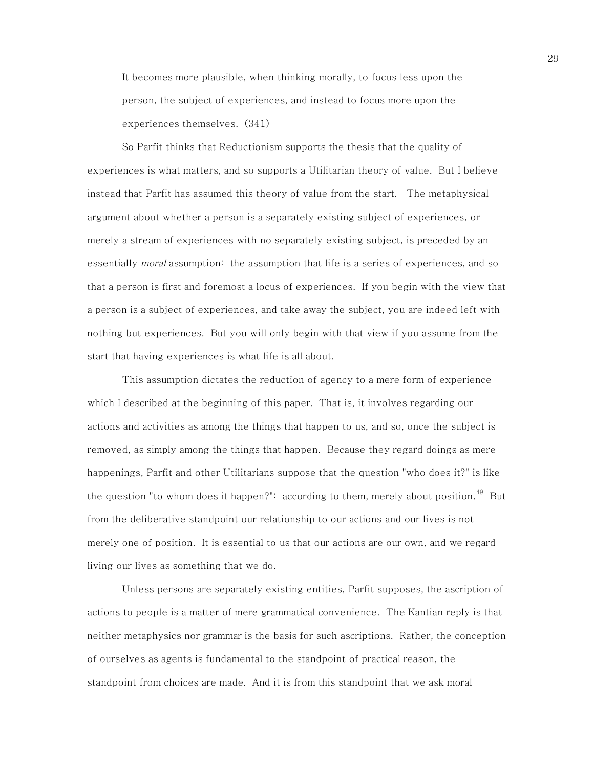> It becomes more plausible, when thinking morally, to focus less upon the person, the subject of experiences, and instead to focus more upon the experiences themselves. (341)

So Parfit thinks that Reductionism supports the thesis that the quality of experiences is what matters, and so supports a Utilitarian theory of value. But I believe instead that Parfit has assumed this theory of value from the start. The metaphysical argument about whether a person is a separately existing subject of experiences, or merely a stream of experiences with no separately existing subject, is preceded by an essentially *moral* assumption: the assumption that life is a series of experiences, and so that a person is first and foremost a locus of experiences. If you begin with the view that a person is a subject of experiences, and take away the subject, you are indeed left with nothing but experiences. But you will only begin with that view if you assume from the start that having experiences is what life is all about.

This assumption dictates the reduction of agency to a mere form of experience which I described at the beginning of this paper. That is, it involves regarding our actions and activities as among the things that happen to us, and so, once the subject is removed, as simply among the things that happen. Because they regard doings as mere happenings, Parfit and other Utilitarians suppose that the question "who does it?" is like the question "to whom does it happen?": according to them, merely about position.[49] But from the deliberative standpoint our relationship to our actions and our lives is not merely one of position. It is essential to us that our actions are our own, and we regard living our lives as something that we do.

Unless persons are separately existing entities, Parfit supposes, the ascription of actions to people is a matter of mere grammatical convenience. The Kantian reply is that neither metaphysics nor grammar is the basis for such ascriptions. Rather, the conception of ourselves as agents is fundamental to the standpoint of practical reason, the standpoint from choices are made. And it is from this standpoint that we ask moral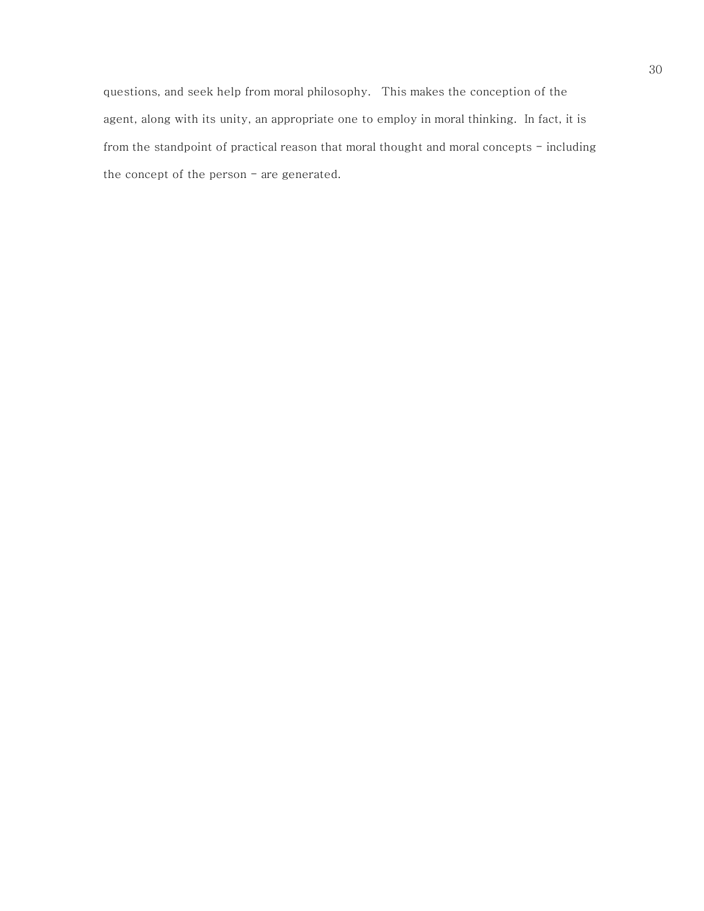questions, and seek help from moral philosophy. This makes the conception of the agent, along with its unity, an appropriate one to employ in moral thinking. In fact, it is from the standpoint of practical reason that moral thought and moral concepts – including the concept of the person – are generated.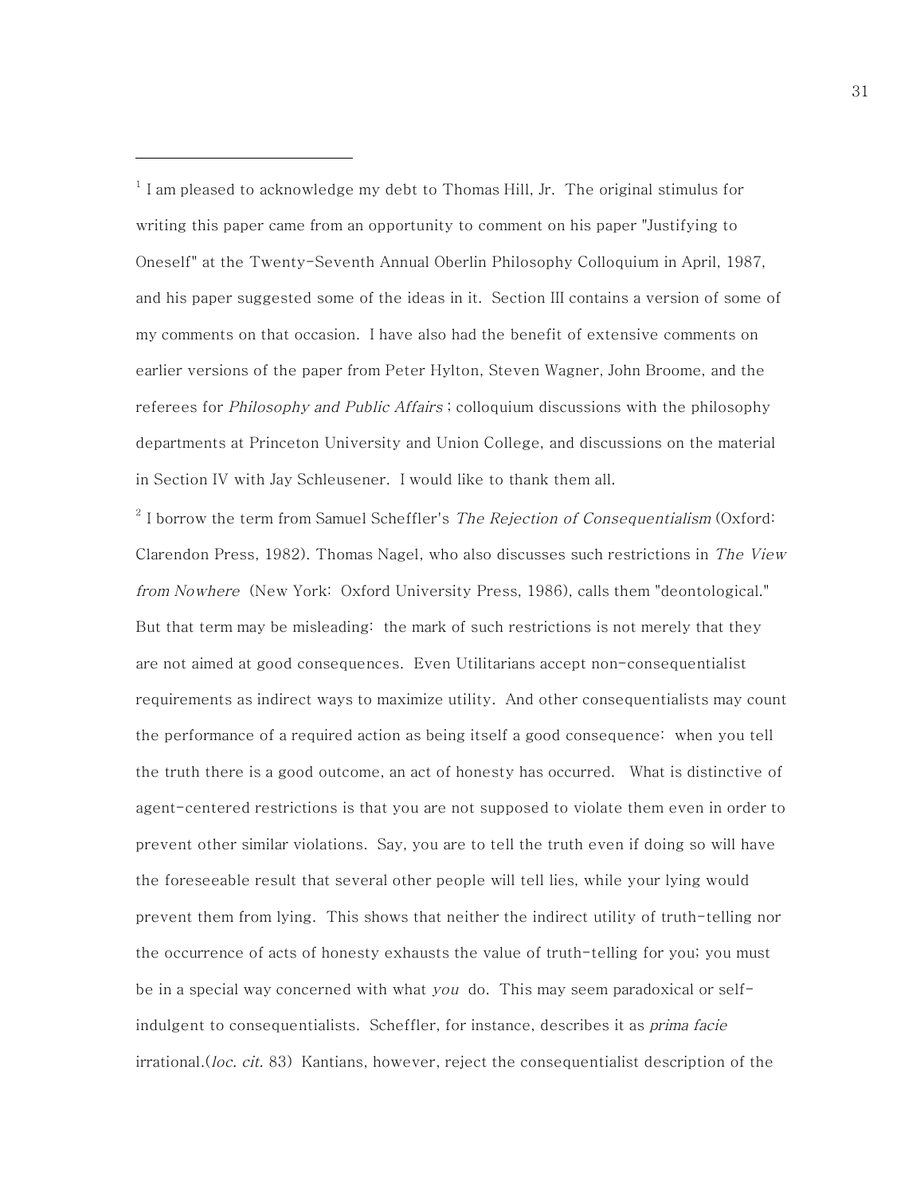[1] I am pleased to acknowledge my debt to Thomas Hill, Jr. The original stimulus for writing this paper came from an opportunity to comment on his paper "Justifying to Oneself" at the Twenty-Seventh Annual Oberlin Philosophy Colloquium in April, 1987, and his paper suggested some of the ideas in it. Section III contains a version of some of my comments on that occasion. I have also had the benefit of extensive comments on earlier versions of the paper from Peter Hylton, Steven Wagner, John Broome, and the referees for *Philosophy and Public Affairs* ; colloquium discussions with the philosophy departments at Princeton University and Union College, and discussions on the material in Section IV with Jay Schleusener. I would like to thank them all.

[2] I borrow the term from Samuel Scheffler's *The Rejection of Consequentialism* (Oxford: Clarendon Press, 1982). Thomas Nagel, who also discusses such restrictions in *The View from Nowhere* (New York: Oxford University Press, 1986), calls them "deontological." But that term may be misleading: the mark of such restrictions is not merely that they are not aimed at good consequences. Even Utilitarians accept non-consequentialist requirements as indirect ways to maximize utility. And other consequentialists may count the performance of a required action as being itself a good consequence: when you tell the truth there is a good outcome, an act of honesty has occurred. What is distinctive of agent-centered restrictions is that you are not supposed to violate them even in order to prevent other similar violations. Say, you are to tell the truth even if doing so will have the foreseeable result that several other people will tell lies, while your lying would prevent them from lying. This shows that neither the indirect utility of truth-telling nor the occurrence of acts of honesty exhausts the value of truth-telling for you; you must be in a special way concerned with what *you* do. This may seem paradoxical or self-indulgent to consequentialists. Scheffler, for instance, describes it as *prima facie* irrational.(*loc. cit.* 83) Kantians, however, reject the consequentialist description of the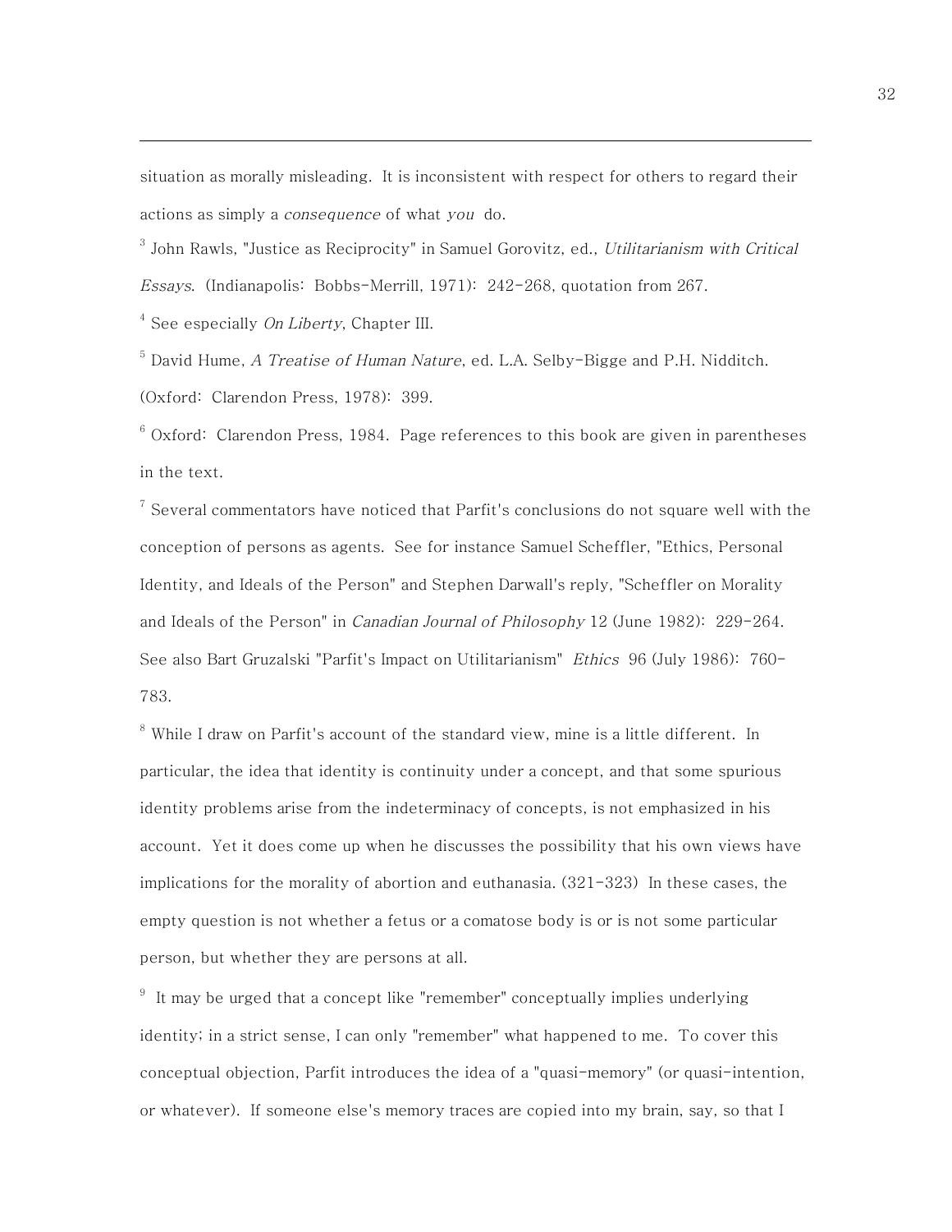situation as morally misleading. It is inconsistent with respect for others to regard their actions as simply a *consequence* of what *you* do.

[3] John Rawls, "Justice as Reciprocity" in Samuel Gorovitz, ed., *Utilitarianism with Critical Essays*. (Indianapolis: Bobbs-Merrill, 1971): 242-268, quotation from 267.

[4] See especially *On Liberty*, Chapter III.

[5] David Hume, *A Treatise of Human Nature*, ed. L.A. Selby-Bigge and P.H. Nidditch. (Oxford: Clarendon Press, 1978): 399.

[6] Oxford: Clarendon Press, 1984. Page references to this book are given in parentheses in the text.

[7] Several commentators have noticed that Parfit's conclusions do not square well with the conception of persons as agents. See for instance Samuel Scheffler, "Ethics, Personal Identity, and Ideals of the Person" and Stephen Darwall's reply, "Scheffler on Morality and Ideals of the Person" in *Canadian Journal of Philosophy* 12 (June 1982): 229-264. See also Bart Gruzalski "Parfit's Impact on Utilitarianism" *Ethics* 96 (July 1986): 760-783.

[8] While I draw on Parfit's account of the standard view, mine is a little different. In particular, the idea that identity is continuity under a concept, and that some spurious identity problems arise from the indeterminacy of concepts, is not emphasized in his account. Yet it does come up when he discusses the possibility that his own views have implications for the morality of abortion and euthanasia. (321-323) In these cases, the empty question is not whether a fetus or a comatose body is or is not some particular person, but whether they are persons at all.

[9] It may be urged that a concept like "remember" conceptually implies underlying identity; in a strict sense, I can only "remember" what happened to me. To cover this conceptual objection, Parfit introduces the idea of a "quasi-memory" (or quasi-intention, or whatever). If someone else's memory traces are copied into my brain, say, so that I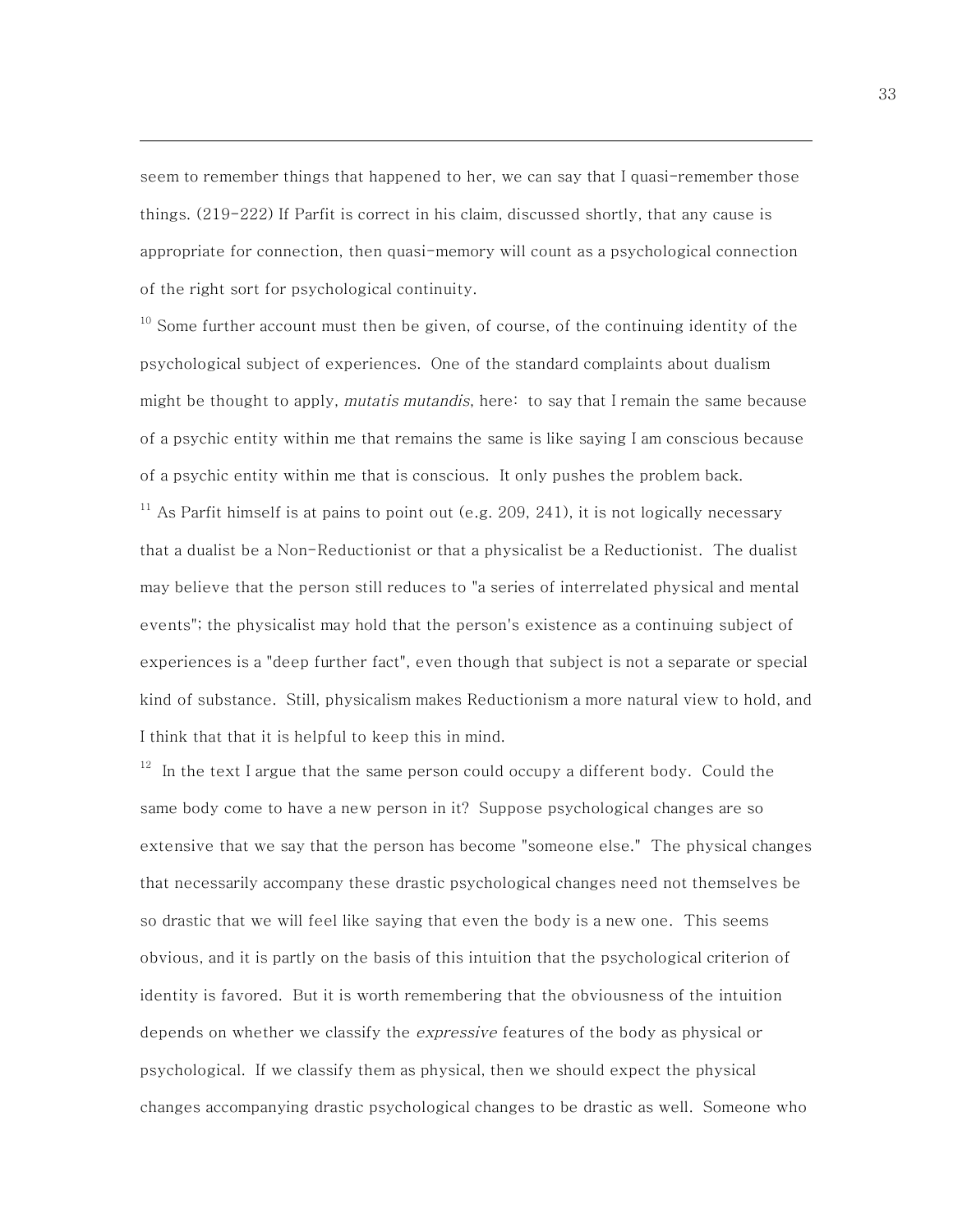seem to remember things that happened to her, we can say that I quasi-remember those things. (219-222) If Parfit is correct in his claim, discussed shortly, that any cause is appropriate for connection, then quasi-memory will count as a psychological connection of the right sort for psychological continuity.

[10] Some further account must then be given, of course, of the continuing identity of the psychological subject of experiences. One of the standard complaints about dualism might be thought to apply, *mutatis mutandis*, here: to say that I remain the same because of a psychic entity within me that remains the same is like saying I am conscious because of a psychic entity within me that is conscious. It only pushes the problem back.

[11] As Parfit himself is at pains to point out (e.g. 209, 241), it is not logically necessary that a dualist be a Non-Reductionist or that a physicalist be a Reductionist. The dualist may believe that the person still reduces to "a series of interrelated physical and mental events"; the physicalist may hold that the person's existence as a continuing subject of experiences is a "deep further fact", even though that subject is not a separate or special kind of substance. Still, physicalism makes Reductionism a more natural view to hold, and I think that that it is helpful to keep this in mind.

[12] In the text I argue that the same person could occupy a different body. Could the same body come to have a new person in it? Suppose psychological changes are so extensive that we say that the person has become "someone else." The physical changes that necessarily accompany these drastic psychological changes need not themselves be so drastic that we will feel like saying that even the body is a new one. This seems obvious, and it is partly on the basis of this intuition that the psychological criterion of identity is favored. But it is worth remembering that the obviousness of the intuition depends on whether we classify the *expressive* features of the body as physical or psychological. If we classify them as physical, then we should expect the physical changes accompanying drastic psychological changes to be drastic as well. Someone who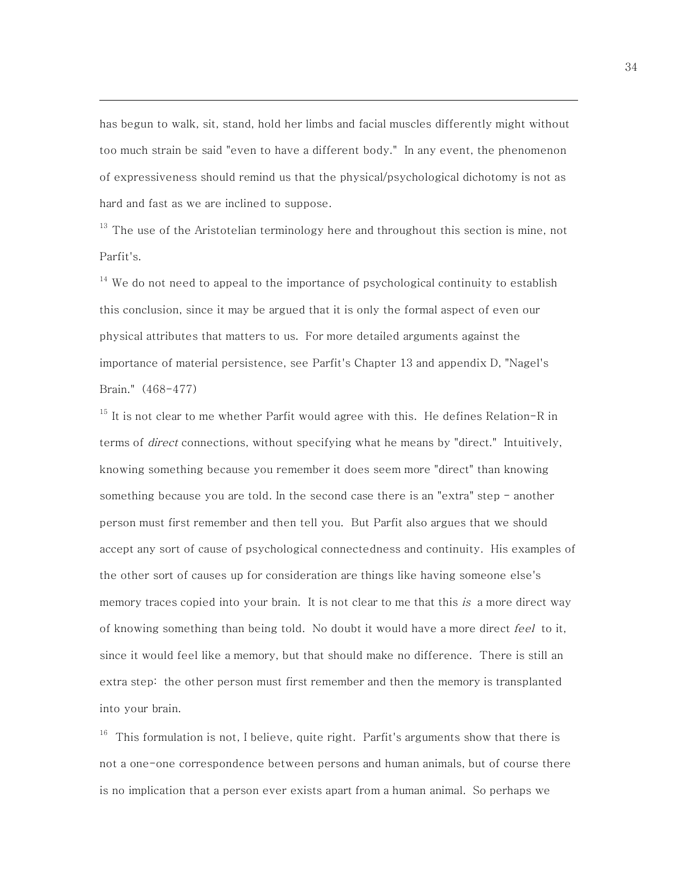has begun to walk, sit, stand, hold her limbs and facial muscles differently might without too much strain be said "even to have a different body." In any event, the phenomenon of expressiveness should remind us that the physical/psychological dichotomy is not as hard and fast as we are inclined to suppose.

[13] The use of the Aristotelian terminology here and throughout this section is mine, not Parfit's.

[14] We do not need to appeal to the importance of psychological continuity to establish this conclusion, since it may be argued that it is only the formal aspect of even our physical attributes that matters to us. For more detailed arguments against the importance of material persistence, see Parfit's Chapter 13 and appendix D, "Nagel's Brain." (468-477)

[15] It is not clear to me whether Parfit would agree with this. He defines Relation-R in terms of *direct* connections, without specifying what he means by "direct." Intuitively, knowing something because you remember it does seem more "direct" than knowing something because you are told. In the second case there is an "extra" step - another person must first remember and then tell you. But Parfit also argues that we should accept any sort of cause of psychological connectedness and continuity. His examples of the other sort of causes up for consideration are things like having someone else's memory traces copied into your brain. It is not clear to me that this *is* a more direct way of knowing something than being told. No doubt it would have a more direct *feel* to it, since it would feel like a memory, but that should make no difference. There is still an extra step: the other person must first remember and then the memory is transplanted into your brain.

[16] This formulation is not, I believe, quite right. Parfit's arguments show that there is not a one-one correspondence between persons and human animals, but of course there is no implication that a person ever exists apart from a human animal. So perhaps we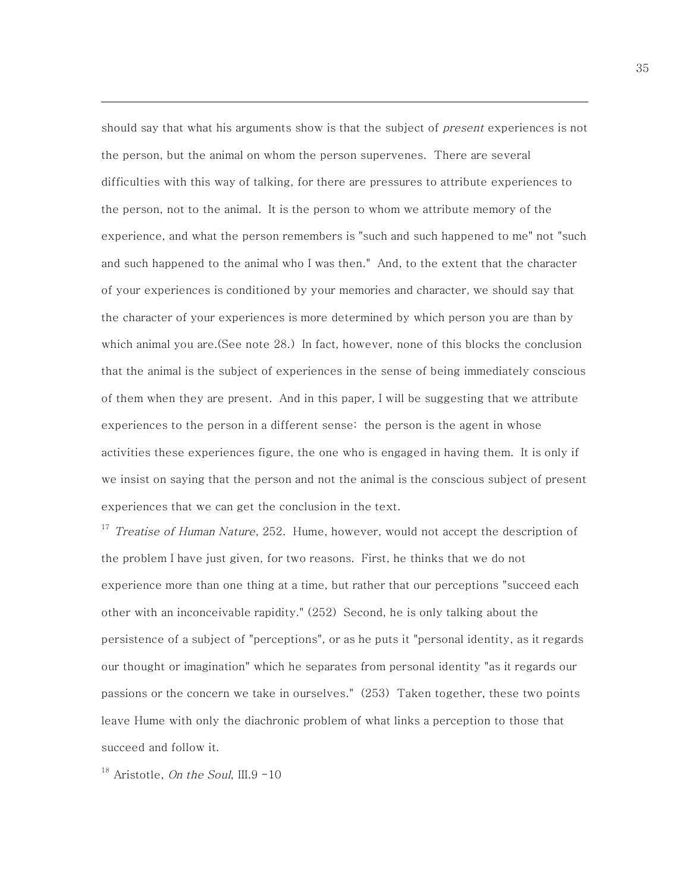should say that what his arguments show is that the subject of *present* experiences is not the person, but the animal on whom the person supervenes. There are several difficulties with this way of talking, for there are pressures to attribute experiences to the person, not to the animal. It is the person to whom we attribute memory of the experience, and what the person remembers is "such and such happened to me" not "such and such happened to the animal who I was then." And, to the extent that the character of your experiences is conditioned by your memories and character, we should say that the character of your experiences is more determined by which person you are than by which animal you are.(See note 28.) In fact, however, none of this blocks the conclusion that the animal is the subject of experiences in the sense of being immediately conscious of them when they are present. And in this paper, I will be suggesting that we attribute experiences to the person in a different sense: the person is the agent in whose activities these experiences figure, the one who is engaged in having them. It is only if we insist on saying that the person and not the animal is the conscious subject of present experiences that we can get the conclusion in the text.

[17] *Treatise of Human Nature*, 252. Hume, however, would not accept the description of the problem I have just given, for two reasons. First, he thinks that we do not experience more than one thing at a time, but rather that our perceptions "succeed each other with an inconceivable rapidity." (252) Second, he is only talking about the persistence of a subject of "perceptions", or as he puts it "personal identity, as it regards our thought or imagination" which he separates from personal identity "as it regards our passions or the concern we take in ourselves." (253) Taken together, these two points leave Hume with only the diachronic problem of what links a perception to those that succeed and follow it.

[18] Aristotle, *On the Soul*, III.9 -10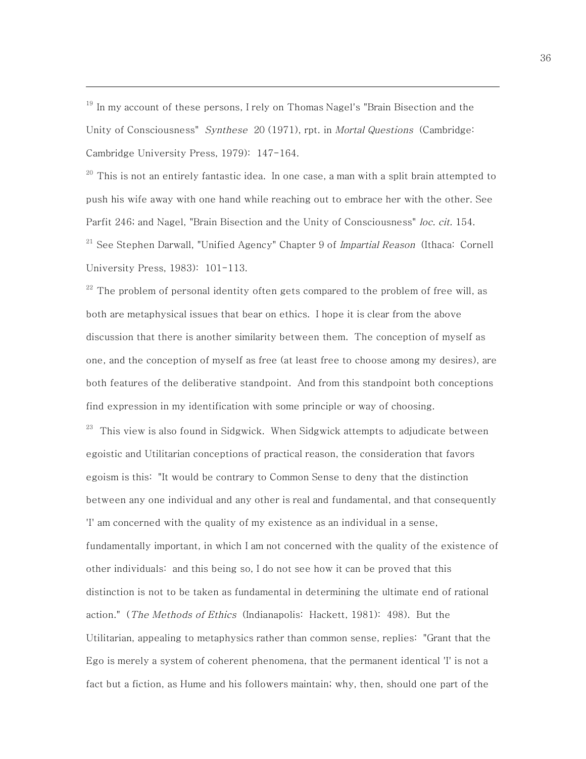[19] In my account of these persons, I rely on Thomas Nagel's "Brain Bisection and the Unity of Consciousness" *Synthese* 20 (1971), rpt. in *Mortal Questions* (Cambridge: Cambridge University Press, 1979): 147-164.

[20] This is not an entirely fantastic idea. In one case, a man with a split brain attempted to push his wife away with one hand while reaching out to embrace her with the other. See Parfit 246; and Nagel, "Brain Bisection and the Unity of Consciousness" *loc. cit.* 154.

[21] See Stephen Darwall, "Unified Agency" Chapter 9 of *Impartial Reason* (Ithaca: Cornell University Press, 1983): 101-113.

[22] The problem of personal identity often gets compared to the problem of free will, as both are metaphysical issues that bear on ethics. I hope it is clear from the above discussion that there is another similarity between them. The conception of myself as one, and the conception of myself as free (at least free to choose among my desires), are both features of the deliberative standpoint. And from this standpoint both conceptions find expression in my identification with some principle or way of choosing.

[23] This view is also found in Sidgwick. When Sidgwick attempts to adjudicate between egoistic and Utilitarian conceptions of practical reason, the consideration that favors egoism is this: "It would be contrary to Common Sense to deny that the distinction between any one individual and any other is real and fundamental, and that consequently 'I' am concerned with the quality of my existence as an individual in a sense, fundamentally important, in which I am not concerned with the quality of the existence of other individuals: and this being so, I do not see how it can be proved that this distinction is not to be taken as fundamental in determining the ultimate end of rational action." (*The Methods of Ethics* (Indianapolis: Hackett, 1981): 498). But the Utilitarian, appealing to metaphysics rather than common sense, replies: "Grant that the Ego is merely a system of coherent phenomena, that the permanent identical 'I' is not a fact but a fiction, as Hume and his followers maintain; why, then, should one part of the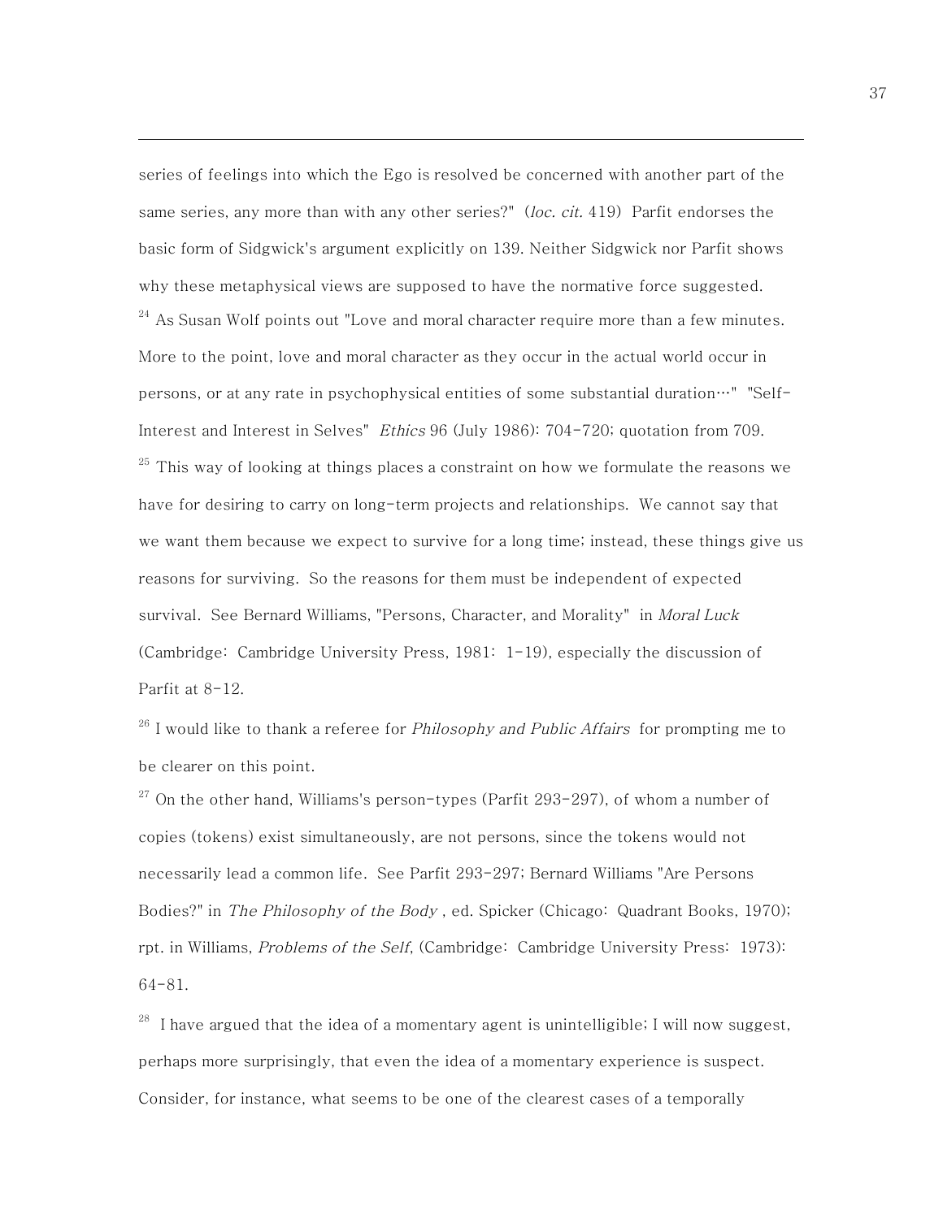series of feelings into which the Ego is resolved be concerned with another part of the same series, any more than with any other series?" (*loc. cit.* 419) Parfit endorses the basic form of Sidgwick's argument explicitly on 139. Neither Sidgwick nor Parfit shows why these metaphysical views are supposed to have the normative force suggested.

[24] As Susan Wolf points out "Love and moral character require more than a few minutes. More to the point, love and moral character as they occur in the actual world occur in persons, or at any rate in psychophysical entities of some substantial duration…" "Self-Interest and Interest in Selves" *Ethics* 96 (July 1986): 704-720; quotation from 709.

[25] This way of looking at things places a constraint on how we formulate the reasons we have for desiring to carry on long-term projects and relationships. We cannot say that we want them because we expect to survive for a long time; instead, these things give us reasons for surviving. So the reasons for them must be independent of expected survival. See Bernard Williams, "Persons, Character, and Morality" in *Moral Luck* (Cambridge: Cambridge University Press, 1981: 1-19), especially the discussion of Parfit at 8-12.

[26] I would like to thank a referee for *Philosophy and Public Affairs* for prompting me to be clearer on this point.

[27] On the other hand, Williams's person-types (Parfit 293-297), of whom a number of copies (tokens) exist simultaneously, are not persons, since the tokens would not necessarily lead a common life. See Parfit 293-297; Bernard Williams "Are Persons Bodies?" in *The Philosophy of the Body* , ed. Spicker (Chicago: Quadrant Books, 1970); rpt. in Williams, *Problems of the Self*, (Cambridge: Cambridge University Press: 1973): 64-81.

[28] I have argued that the idea of a momentary agent is unintelligible; I will now suggest, perhaps more surprisingly, that even the idea of a momentary experience is suspect. Consider, for instance, what seems to be one of the clearest cases of a temporally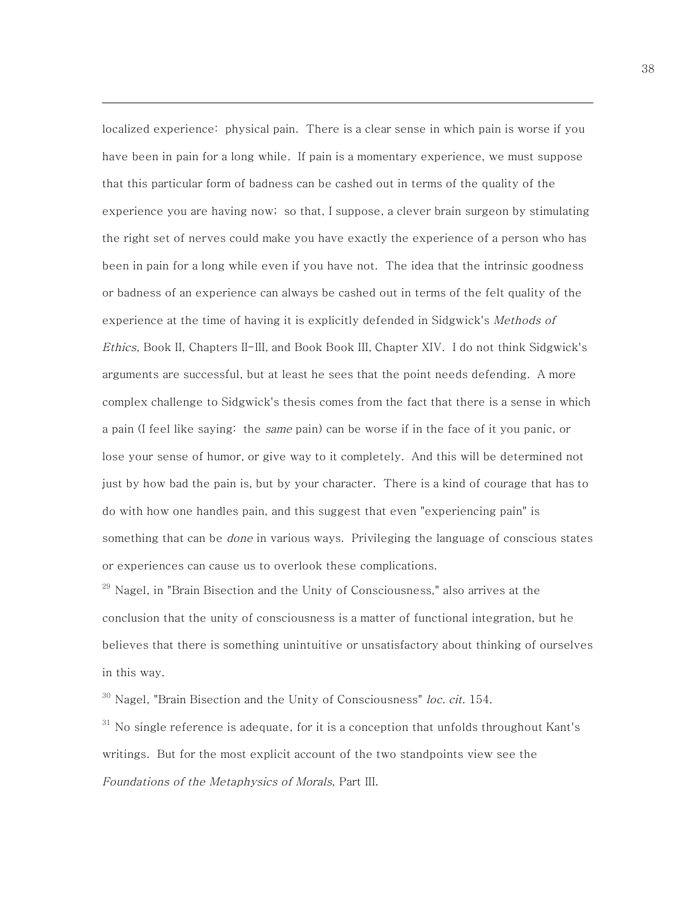localized experience: physical pain. There is a clear sense in which pain is worse if you have been in pain for a long while. If pain is a momentary experience, we must suppose that this particular form of badness can be cashed out in terms of the quality of the experience you are having now; so that, I suppose, a clever brain surgeon by stimulating the right set of nerves could make you have exactly the experience of a person who has been in pain for a long while even if you have not. The idea that the intrinsic goodness or badness of an experience can always be cashed out in terms of the felt quality of the experience at the time of having it is explicitly defended in Sidgwick's *Methods of Ethics*, Book II, Chapters II-III, and Book Book III, Chapter XIV. I do not think Sidgwick's arguments are successful, but at least he sees that the point needs defending. A more complex challenge to Sidgwick's thesis comes from the fact that there is a sense in which a pain (I feel like saying: the *same* pain) can be worse if in the face of it you panic, or lose your sense of humor, or give way to it completely. And this will be determined not just by how bad the pain is, but by your character. There is a kind of courage that has to do with how one handles pain, and this suggest that even "experiencing pain" is something that can be *done* in various ways. Privileging the language of conscious states or experiences can cause us to overlook these complications.

[29] Nagel, in "Brain Bisection and the Unity of Consciousness," also arrives at the conclusion that the unity of consciousness is a matter of functional integration, but he believes that there is something unintuitive or unsatisfactory about thinking of ourselves in this way.

[30] Nagel, "Brain Bisection and the Unity of Consciousness" *loc. cit.* 154.

[31] No single reference is adequate, for it is a conception that unfolds throughout Kant's writings. But for the most explicit account of the two standpoints view see the *Foundations of the Metaphysics of Morals*, Part III.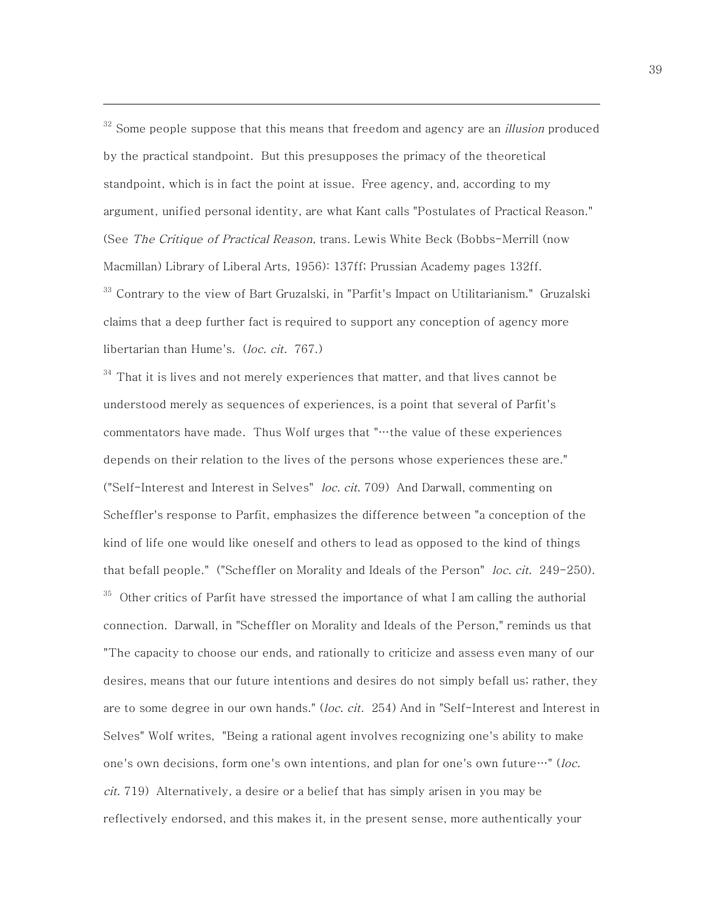[32] Some people suppose that this means that freedom and agency are an *illusion* produced by the practical standpoint. But this presupposes the primacy of the theoretical standpoint, which is in fact the point at issue. Free agency, and, according to my argument, unified personal identity, are what Kant calls "Postulates of Practical Reason." (See *The Critique of Practical Reason*, trans. Lewis White Beck (Bobbs-Merrill (now Macmillan) Library of Liberal Arts, 1956): 137ff; Prussian Academy pages 132ff.

[33] Contrary to the view of Bart Gruzalski, in "Parfit's Impact on Utilitarianism." Gruzalski claims that a deep further fact is required to support any conception of agency more libertarian than Hume's. (*loc. cit.* 767.)

[34] That it is lives and not merely experiences that matter, and that lives cannot be understood merely as sequences of experiences, is a point that several of Parfit's commentators have made. Thus Wolf urges that "…the value of these experiences depends on their relation to the lives of the persons whose experiences these are." ("Self-Interest and Interest in Selves" *loc. cit.* 709) And Darwall, commenting on Scheffler's response to Parfit, emphasizes the difference between "a conception of the kind of life one would like oneself and others to lead as opposed to the kind of things that befall people." ("Scheffler on Morality and Ideals of the Person" *loc. cit.* 249-250).

[35] Other critics of Parfit have stressed the importance of what I am calling the authorial connection. Darwall, in "Scheffler on Morality and Ideals of the Person," reminds us that "The capacity to choose our ends, and rationally to criticize and assess even many of our desires, means that our future intentions and desires do not simply befall us; rather, they are to some degree in our own hands." (*loc. cit.* 254) And in "Self-Interest and Interest in Selves" Wolf writes, "Being a rational agent involves recognizing one's ability to make one's own decisions, form one's own intentions, and plan for one's own future…" (*loc. cit.* 719) Alternatively, a desire or a belief that has simply arisen in you may be reflectively endorsed, and this makes it, in the present sense, more authentically your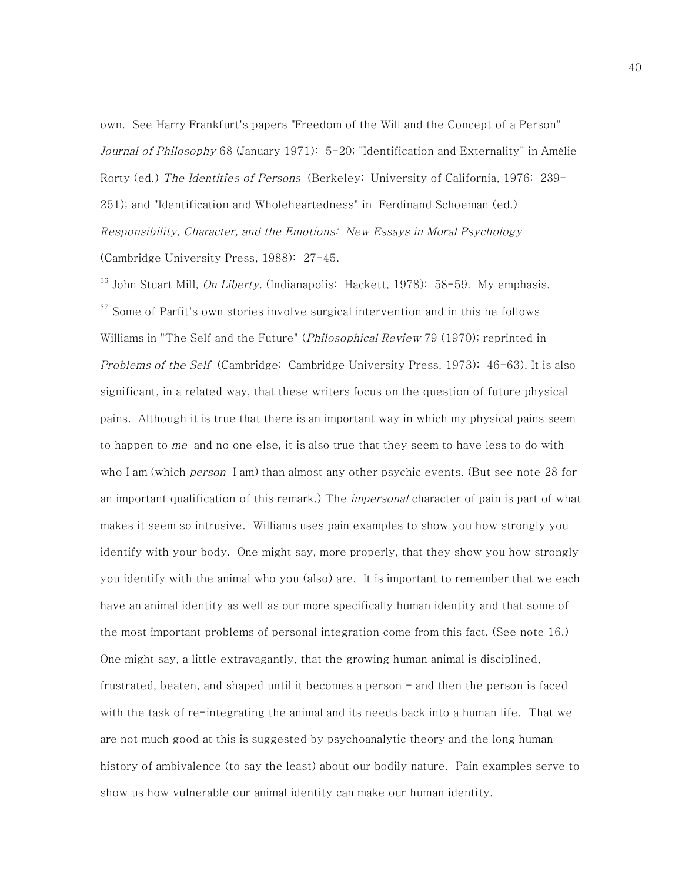own. See Harry Frankfurt's papers "Freedom of the Will and the Concept of a Person" *Journal of Philosophy* 68 (January 1971): 5-20; "Identification and Externality" in Amélie Rorty (ed.) *The Identities of Persons* (Berkeley: University of California, 1976: 239-251); and "Identification and Wholeheartedness" in Ferdinand Schoeman (ed.) *Responsibility, Character, and the Emotions: New Essays in Moral Psychology* (Cambridge University Press, 1988): 27-45.

[36] John Stuart Mill, *On Liberty*. (Indianapolis: Hackett, 1978): 58-59. My emphasis.

[37] Some of Parfit's own stories involve surgical intervention and in this he follows Williams in "The Self and the Future" (*Philosophical Review* 79 (1970); reprinted in *Problems of the Self* (Cambridge: Cambridge University Press, 1973): 46-63). It is also significant, in a related way, that these writers focus on the question of future physical pains. Although it is true that there is an important way in which my physical pains seem to happen to *me* and no one else, it is also true that they seem to have less to do with who I am (which *person* I am) than almost any other psychic events. (But see note 28 for an important qualification of this remark.) The *impersonal* character of pain is part of what makes it seem so intrusive. Williams uses pain examples to show you how strongly you identify with your body. One might say, more properly, that they show you how strongly you identify with the animal who you (also) are. It is important to remember that we each have an animal identity as well as our more specifically human identity and that some of the most important problems of personal integration come from this fact. (See note 16.) One might say, a little extravagantly, that the growing human animal is disciplined, frustrated, beaten, and shaped until it becomes a person - and then the person is faced with the task of re-integrating the animal and its needs back into a human life. That we are not much good at this is suggested by psychoanalytic theory and the long human history of ambivalence (to say the least) about our bodily nature. Pain examples serve to show us how vulnerable our animal identity can make our human identity.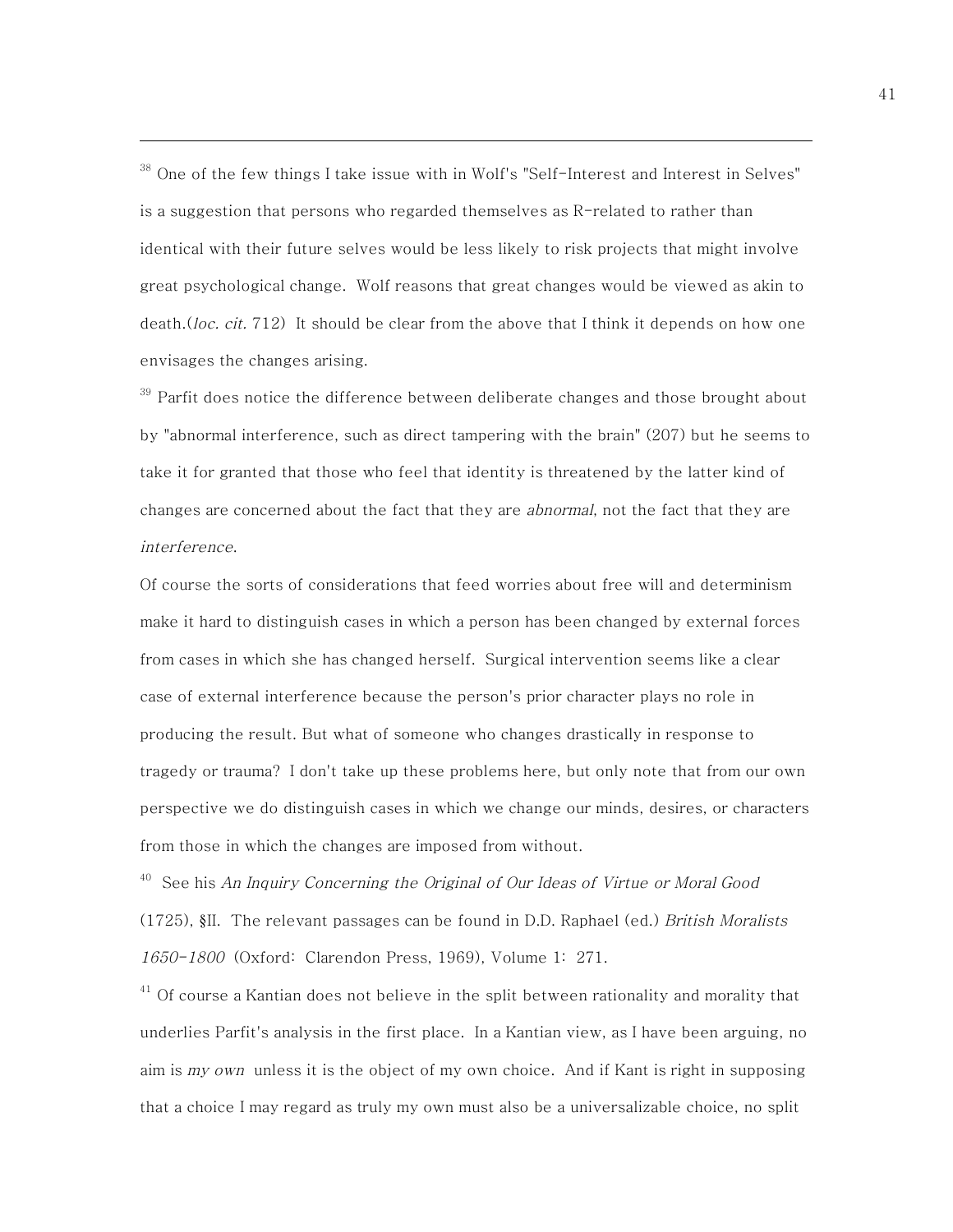[38] One of the few things I take issue with in Wolf's "Self-Interest and Interest in Selves" is a suggestion that persons who regarded themselves as R-related to rather than identical with their future selves would be less likely to risk projects that might involve great psychological change. Wolf reasons that great changes would be viewed as akin to death.(*loc. cit.* 712) It should be clear from the above that I think it depends on how one envisages the changes arising.

[39] Parfit does notice the difference between deliberate changes and those brought about by "abnormal interference, such as direct tampering with the brain" (207) but he seems to take it for granted that those who feel that identity is threatened by the latter kind of changes are concerned about the fact that they are *abnormal*, not the fact that they are *interference*.

Of course the sorts of considerations that feed worries about free will and determinism make it hard to distinguish cases in which a person has been changed by external forces from cases in which she has changed herself. Surgical intervention seems like a clear case of external interference because the person's prior character plays no role in producing the result. But what of someone who changes drastically in response to tragedy or trauma? I don't take up these problems here, but only note that from our own perspective we do distinguish cases in which we change our minds, desires, or characters from those in which the changes are imposed from without.

[40] See his *An Inquiry Concerning the Original of Our Ideas of Virtue or Moral Good* (1725), §II. The relevant passages can be found in D.D. Raphael (ed.) *British Moralists 1650-1800* (Oxford: Clarendon Press, 1969), Volume 1: 271.

[41] Of course a Kantian does not believe in the split between rationality and morality that underlies Parfit's analysis in the first place. In a Kantian view, as I have been arguing, no aim is *my own* unless it is the object of my own choice. And if Kant is right in supposing that a choice I may regard as truly my own must also be a universalizable choice, no split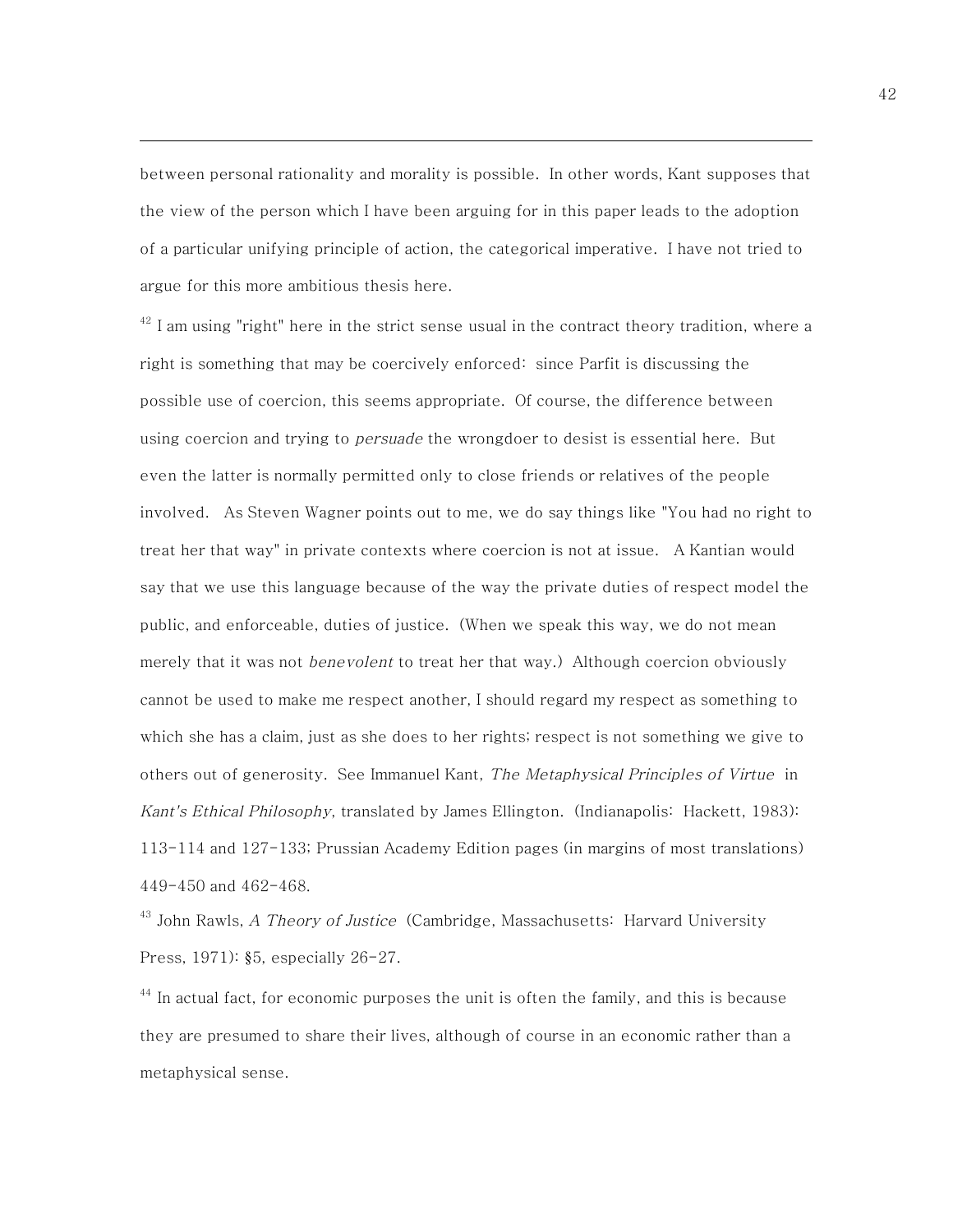between personal rationality and morality is possible. In other words, Kant supposes that the view of the person which I have been arguing for in this paper leads to the adoption of a particular unifying principle of action, the categorical imperative. I have not tried to argue for this more ambitious thesis here.

[42] I am using "right" here in the strict sense usual in the contract theory tradition, where a right is something that may be coercively enforced: since Parfit is discussing the possible use of coercion, this seems appropriate. Of course, the difference between using coercion and trying to *persuade* the wrongdoer to desist is essential here. But even the latter is normally permitted only to close friends or relatives of the people involved. As Steven Wagner points out to me, we do say things like "You had no right to treat her that way" in private contexts where coercion is not at issue. A Kantian would say that we use this language because of the way the private duties of respect model the public, and enforceable, duties of justice. (When we speak this way, we do not mean merely that it was not *benevolent* to treat her that way.) Although coercion obviously cannot be used to make me respect another, I should regard my respect as something to which she has a claim, just as she does to her rights; respect is not something we give to others out of generosity. See Immanuel Kant, *The Metaphysical Principles of Virtue* in *Kant's Ethical Philosophy*, translated by James Ellington. (Indianapolis: Hackett, 1983): 113-114 and 127-133; Prussian Academy Edition pages (in margins of most translations) 449-450 and 462-468.

[43] John Rawls, *A Theory of Justice* (Cambridge, Massachusetts: Harvard University Press, 1971): §5, especially 26-27.

[44] In actual fact, for economic purposes the unit is often the family, and this is because they are presumed to share their lives, although of course in an economic rather than a metaphysical sense.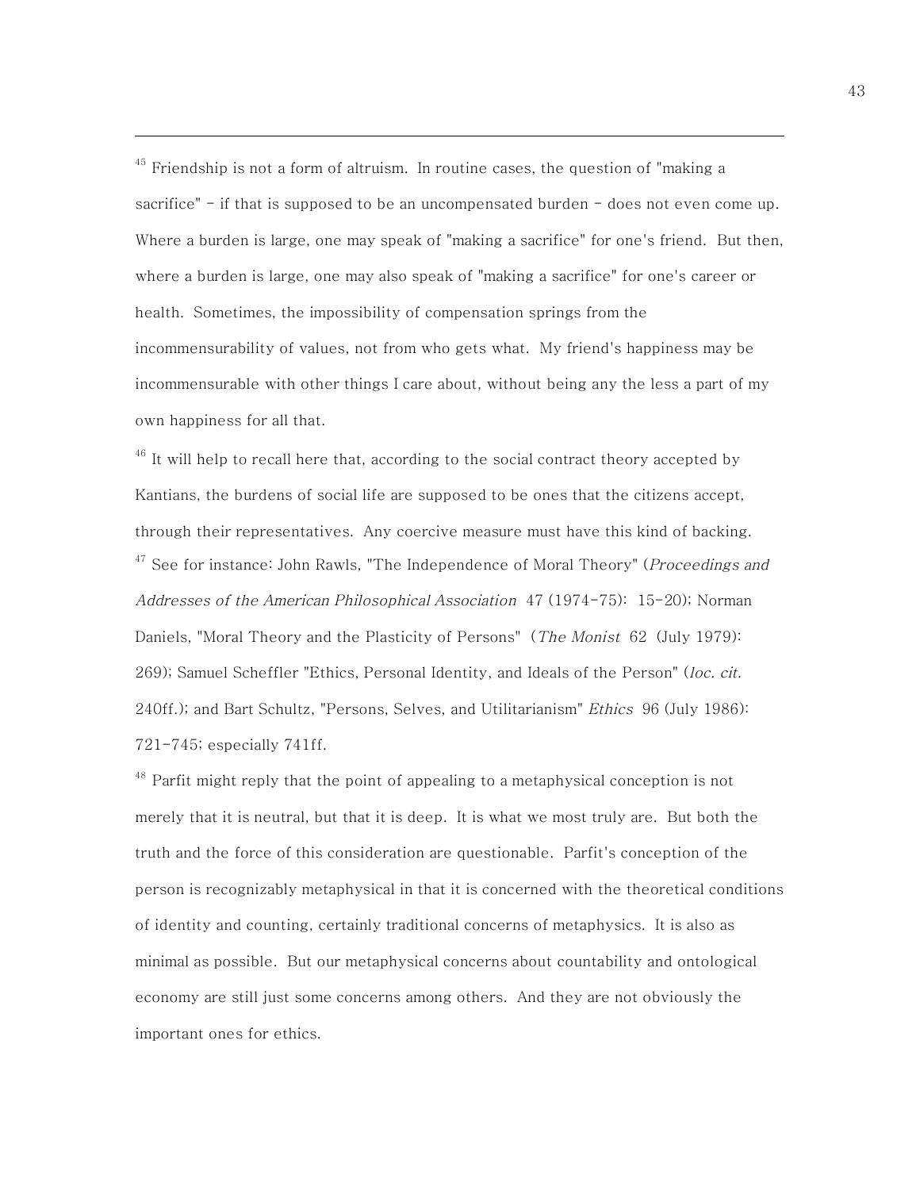[45] Friendship is not a form of altruism. In routine cases, the question of "making a sacrifice" - if that is supposed to be an uncompensated burden - does not even come up. Where a burden is large, one may speak of "making a sacrifice" for one's friend. But then, where a burden is large, one may also speak of "making a sacrifice" for one's career or health. Sometimes, the impossibility of compensation springs from the incommensurability of values, not from who gets what. My friend's happiness may be incommensurable with other things I care about, without being any the less a part of my own happiness for all that.

[46] It will help to recall here that, according to the social contract theory accepted by Kantians, the burdens of social life are supposed to be ones that the citizens accept, through their representatives. Any coercive measure must have this kind of backing.

[47] See for instance: John Rawls, "The Independence of Moral Theory" (*Proceedings and Addresses of the American Philosophical Association* 47 (1974-75): 15-20); Norman Daniels, "Moral Theory and the Plasticity of Persons" (*The Monist* 62 (July 1979): 269); Samuel Scheffler "Ethics, Personal Identity, and Ideals of the Person" (*loc. cit.* 240ff.); and Bart Schultz, "Persons, Selves, and Utilitarianism" *Ethics* 96 (July 1986): 721-745; especially 741ff.

[48] Parfit might reply that the point of appealing to a metaphysical conception is not merely that it is neutral, but that it is deep. It is what we most truly are. But both the truth and the force of this consideration are questionable. Parfit's conception of the person is recognizably metaphysical in that it is concerned with the theoretical conditions of identity and counting, certainly traditional concerns of metaphysics. It is also as minimal as possible. But our metaphysical concerns about countability and ontological economy are still just some concerns among others. And they are not obviously the important ones for ethics.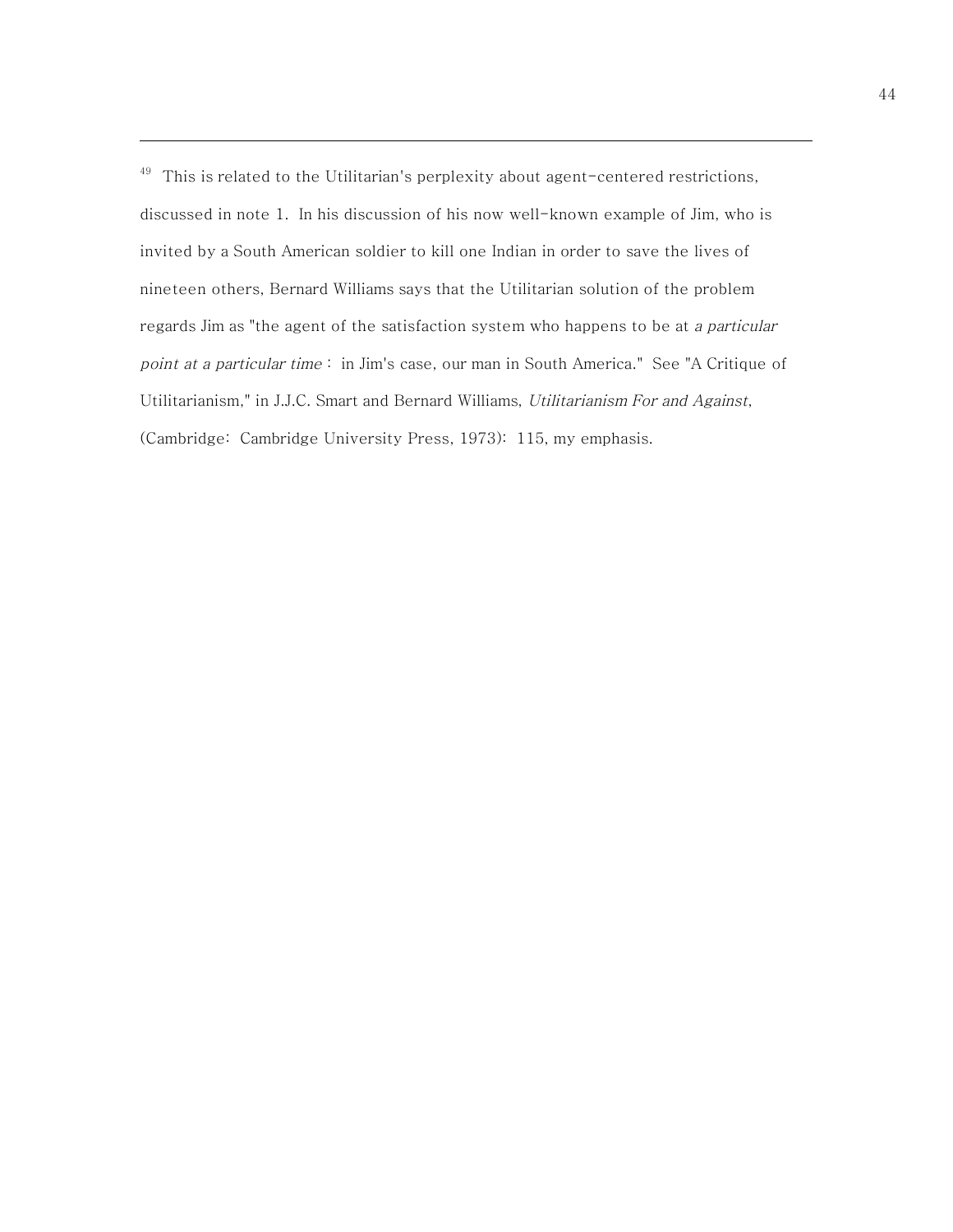[49] This is related to the Utilitarian's perplexity about agent-centered restrictions, discussed in note 1. In his discussion of his now well-known example of Jim, who is invited by a South American soldier to kill one Indian in order to save the lives of nineteen others, Bernard Williams says that the Utilitarian solution of the problem regards Jim as "the agent of the satisfaction system who happens to be at *a particular point at a particular time* : in Jim's case, our man in South America." See "A Critique of Utilitarianism," in J.J.C. Smart and Bernard Williams, *Utilitarianism For and Against*, (Cambridge: Cambridge University Press, 1973): 115, my emphasis.